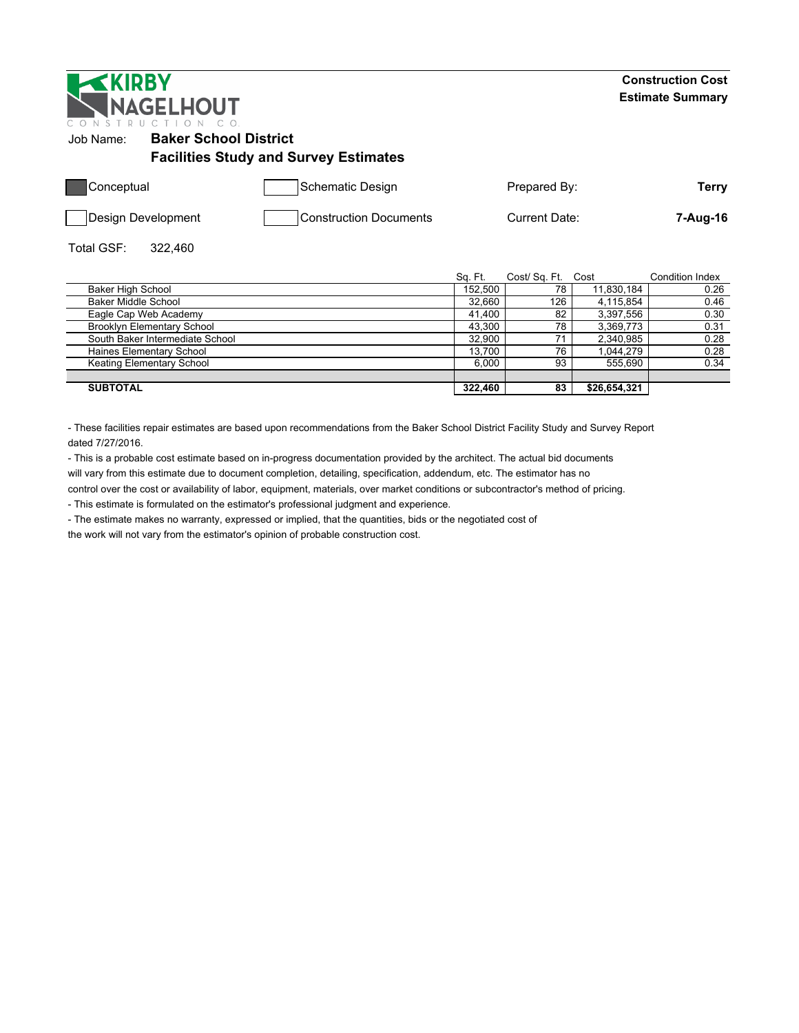KIRBY NAGELHOUT CONSTRUCTION CO

**Construction Cost Estimate Summary**

Job Name: **Baker School District**

**Facilities Study and Survey Estimates**

| | | | |
|---|---|---|---|
| ■ Conceptual | ☐ Schematic Design | Prepared By: | **Terry** |
| ☐ Design Development | ☐ Construction Documents | Current Date: | **7-Aug-16** |

Total GSF: 322,460

| | Sq. Ft. | Cost/ Sq. Ft. | Cost | Condition Index |
|---|---|---|---|---|
| Baker High School | 152,500 | 78 | 11,830,184 | 0.26 |
| Baker Middle School | 32,660 | 126 | 4,115,854 | 0.46 |
| Eagle Cap Web Academy | 41,400 | 82 | 3,397,556 | 0.30 |
| Brooklyn Elementary School | 43,300 | 78 | 3,369,773 | 0.31 |
| South Baker Intermediate School | 32,900 | 71 | 2,340,985 | 0.28 |
| Haines Elementary School | 13,700 | 76 | 1,044,279 | 0.28 |
| Keating Elementary School | 6,000 | 93 | 555,690 | 0.34 |
| | | | | |
| **SUBTOTAL** | **322,460** | **83** | **$26,654,321** | |

- These facilities repair estimates are based upon recommendations from the Baker School District Facility Study and Survey Report dated 7/27/2016.
- This is a probable cost estimate based on in-progress documentation provided by the architect. The actual bid documents will vary from this estimate due to document completion, detailing, specification, addendum, etc. The estimator has no control over the cost or availability of labor, equipment, materials, over market conditions or subcontractor's method of pricing.
- This estimate is formulated on the estimator's professional judgment and experience.
- The estimate makes no warranty, expressed or implied, that the quantities, bids or the negotiated cost of the work will not vary from the estimator's opinion of probable construction cost.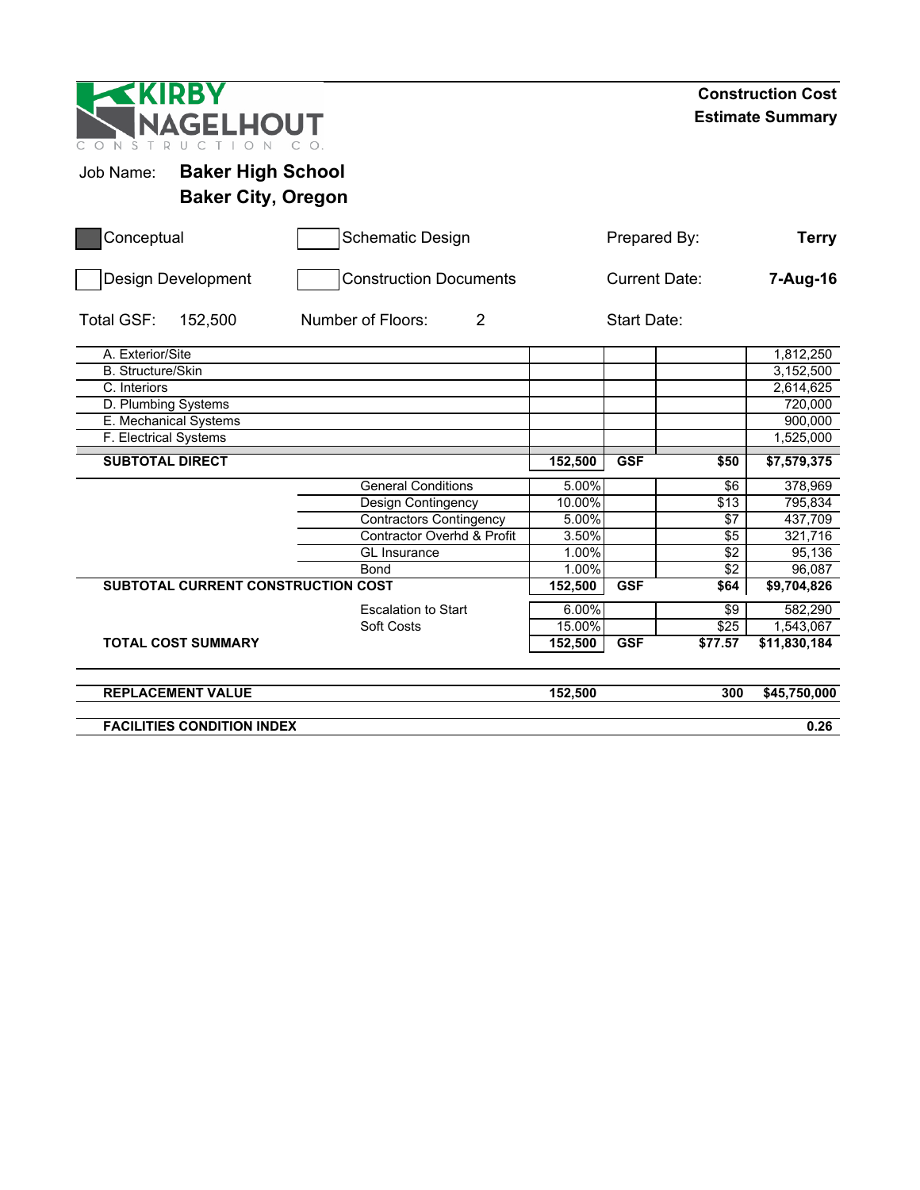KIRBY NAGELHOUT CONSTRUCTION CO.

## Construction Cost Estimate Summary

Job Name: **Baker High School**
**Baker City, Oregon**

| | | | |
|---|---|---|---|
| ■ Conceptual | ☐ Schematic Design | Prepared By: | **Terry** |
| ☐ Design Development | ☐ Construction Documents | Current Date: | **7-Aug-16** |
| Total GSF: 152,500 | Number of Floors: 2 | Start Date: | |

| Item | | Qty / % | Unit | $/GSF | Amount |
|---|---|---|---|---|---|
| A. Exterior/Site | | | | | 1,812,250 |
| B. Structure/Skin | | | | | 3,152,500 |
| C. Interiors | | | | | 2,614,625 |
| D. Plumbing Systems | | | | | 720,000 |
| E. Mechanical Systems | | | | | 900,000 |
| F. Electrical Systems | | | | | 1,525,000 |
| **SUBTOTAL DIRECT** | | **152,500** | **GSF** | **$50** | **$7,579,375** |
| | General Conditions | 5.00% | | $6 | 378,969 |
| | Design Contingency | 10.00% | | $13 | 795,834 |
| | Contractors Contingency | 5.00% | | $7 | 437,709 |
| | Contractor Overhd & Profit | 3.50% | | $5 | 321,716 |
| | GL Insurance | 1.00% | | $2 | 95,136 |
| | Bond | 1.00% | | $2 | 96,087 |
| **SUBTOTAL CURRENT CONSTRUCTION COST** | | **152,500** | **GSF** | **$64** | **$9,704,826** |
| | Escalation to Start | 6.00% | | $9 | 582,290 |
| | Soft Costs | 15.00% | | $25 | 1,543,067 |
| **TOTAL COST SUMMARY** | | **152,500** | **GSF** | **$77.57** | **$11,830,184** |
| **REPLACEMENT VALUE** | | **152,500** | | **300** | **$45,750,000** |
| **FACILITIES CONDITION INDEX** | | | | | **0.26** |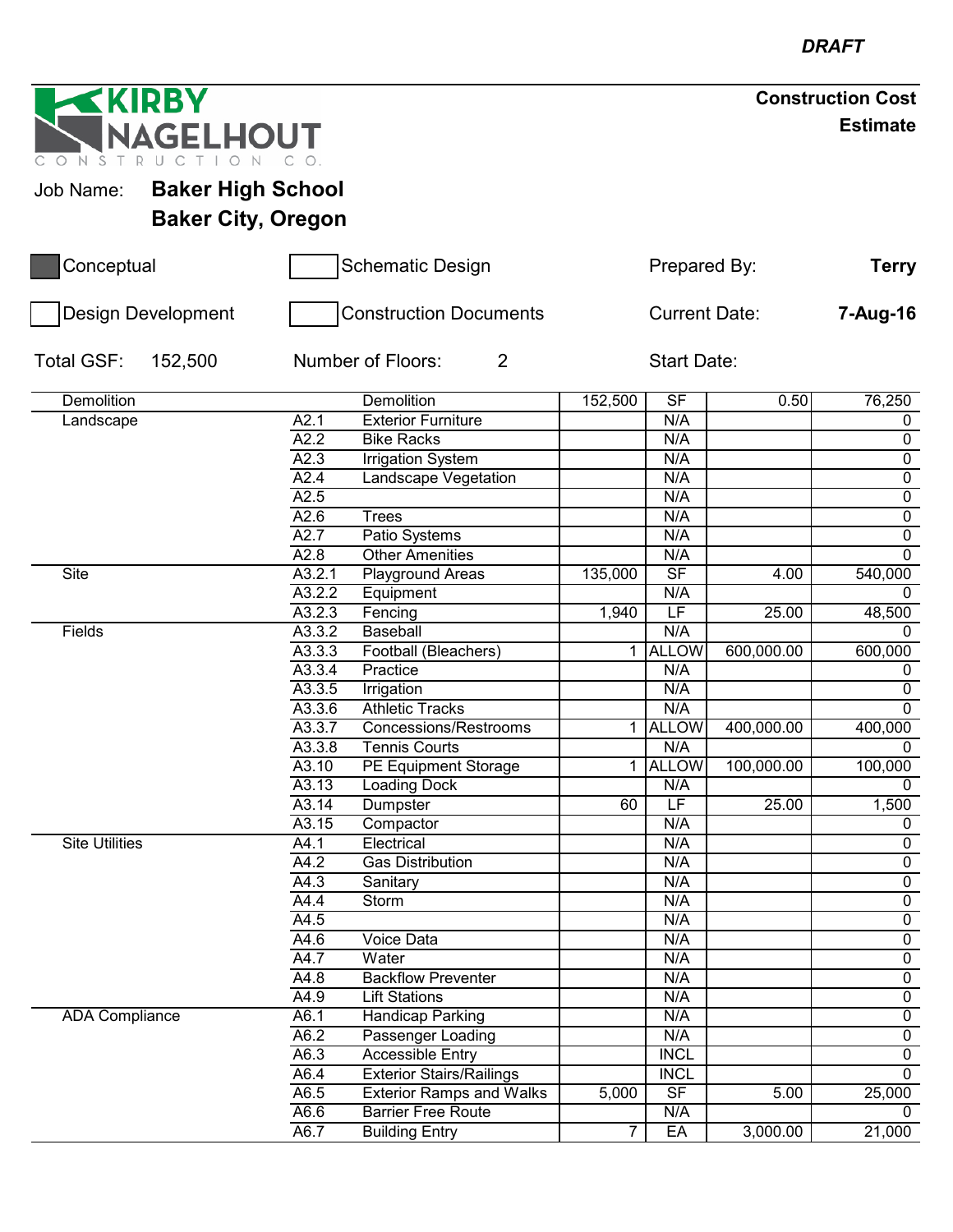*DRAFT*

**KIRBY NAGELHOUT CONSTRUCTION CO.**

**Construction Cost Estimate**

Job Name: **Baker High School**
**Baker City, Oregon**

| | | | |
|---|---|---|---|
| ■ Conceptual | ☐ Schematic Design | Prepared By: | **Terry** |
| ☐ Design Development | ☐ Construction Documents | Current Date: | **7-Aug-16** |
| Total GSF: 152,500 | Number of Floors: 2 | Start Date: | |

| Category | Code | Item | Quantity | Unit | Unit Cost | Total |
|---|---|---|---|---|---|---|
| Demolition | | Demolition | 152,500 | SF | 0.50 | 76,250 |
| Landscape | A2.1 | Exterior Furniture | | N/A | | 0 |
| | A2.2 | Bike Racks | | N/A | | 0 |
| | A2.3 | Irrigation System | | N/A | | 0 |
| | A2.4 | Landscape Vegetation | | N/A | | 0 |
| | A2.5 | | | N/A | | 0 |
| | A2.6 | Trees | | N/A | | 0 |
| | A2.7 | Patio Systems | | N/A | | 0 |
| | A2.8 | Other Amenities | | N/A | | 0 |
| Site | A3.2.1 | Playground Areas | 135,000 | SF | 4.00 | 540,000 |
| | A3.2.2 | Equipment | | N/A | | 0 |
| | A3.2.3 | Fencing | 1,940 | LF | 25.00 | 48,500 |
| Fields | A3.3.2 | Baseball | | N/A | | 0 |
| | A3.3.3 | Football (Bleachers) | 1 | ALLOW | 600,000.00 | 600,000 |
| | A3.3.4 | Practice | | N/A | | 0 |
| | A3.3.5 | Irrigation | | N/A | | 0 |
| | A3.3.6 | Athletic Tracks | | N/A | | 0 |
| | A3.3.7 | Concessions/Restrooms | 1 | ALLOW | 400,000.00 | 400,000 |
| | A3.3.8 | Tennis Courts | | N/A | | 0 |
| | A3.10 | PE Equipment Storage | 1 | ALLOW | 100,000.00 | 100,000 |
| | A3.13 | Loading Dock | | N/A | | 0 |
| | A3.14 | Dumpster | 60 | LF | 25.00 | 1,500 |
| | A3.15 | Compactor | | N/A | | 0 |
| Site Utilities | A4.1 | Electrical | | N/A | | 0 |
| | A4.2 | Gas Distribution | | N/A | | 0 |
| | A4.3 | Sanitary | | N/A | | 0 |
| | A4.4 | Storm | | N/A | | 0 |
| | A4.5 | | | N/A | | 0 |
| | A4.6 | Voice Data | | N/A | | 0 |
| | A4.7 | Water | | N/A | | 0 |
| | A4.8 | Backflow Preventer | | N/A | | 0 |
| | A4.9 | Lift Stations | | N/A | | 0 |
| ADA Compliance | A6.1 | Handicap Parking | | N/A | | 0 |
| | A6.2 | Passenger Loading | | N/A | | 0 |
| | A6.3 | Accessible Entry | | INCL | | 0 |
| | A6.4 | Exterior Stairs/Railings | | INCL | | 0 |
| | A6.5 | Exterior Ramps and Walks | 5,000 | SF | 5.00 | 25,000 |
| | A6.6 | Barrier Free Route | | N/A | | 0 |
| | A6.7 | Building Entry | 7 | EA | 3,000.00 | 21,000 |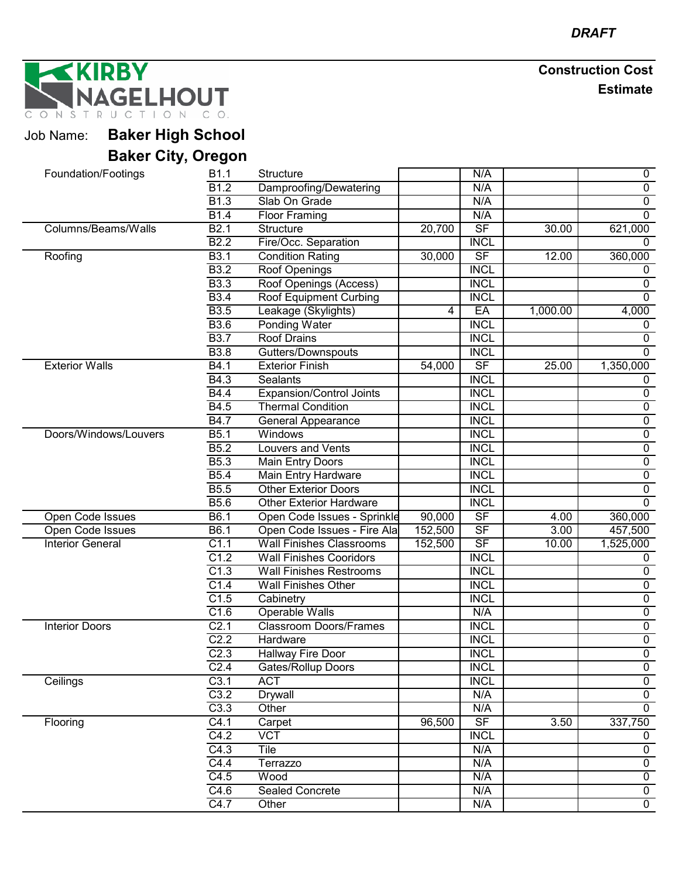*DRAFT*

**KIRBY NAGELHOUT CONSTRUCTION CO.**

**Construction Cost Estimate**

Job Name: **Baker High School**

**Baker City, Oregon**

| | | | | | | |
|---|---|---|---|---|---|---|
| Foundation/Footings | B1.1 | Structure | | N/A | | 0 |
| | B1.2 | Dampproofing/Dewatering | | N/A | | 0 |
| | B1.3 | Slab On Grade | | N/A | | 0 |
| | B1.4 | Floor Framing | | N/A | | 0 |
| Columns/Beams/Walls | B2.1 | Structure | 20,700 | SF | 30.00 | 621,000 |
| | B2.2 | Fire/Occ. Separation | | INCL | | 0 |
| Roofing | B3.1 | Condition Rating | 30,000 | SF | 12.00 | 360,000 |
| | B3.2 | Roof Openings | | INCL | | 0 |
| | B3.3 | Roof Openings (Access) | | INCL | | 0 |
| | B3.4 | Roof Equipment Curbing | | INCL | | 0 |
| | B3.5 | Leakage (Skylights) | 4 | EA | 1,000.00 | 4,000 |
| | B3.6 | Ponding Water | | INCL | | 0 |
| | B3.7 | Roof Drains | | INCL | | 0 |
| | B3.8 | Gutters/Downspouts | | INCL | | 0 |
| Exterior Walls | B4.1 | Exterior Finish | 54,000 | SF | 25.00 | 1,350,000 |
| | B4.3 | Sealants | | INCL | | 0 |
| | B4.4 | Expansion/Control Joints | | INCL | | 0 |
| | B4.5 | Thermal Condition | | INCL | | 0 |
| | B4.7 | General Appearance | | INCL | | 0 |
| Doors/Windows/Louvers | B5.1 | Windows | | INCL | | 0 |
| | B5.2 | Louvers and Vents | | INCL | | 0 |
| | B5.3 | Main Entry Doors | | INCL | | 0 |
| | B5.4 | Main Entry Hardware | | INCL | | 0 |
| | B5.5 | Other Exterior Doors | | INCL | | 0 |
| | B5.6 | Other Exterior Hardware | | INCL | | 0 |
| Open Code Issues | B6.1 | Open Code Issues - Sprinkle | 90,000 | SF | 4.00 | 360,000 |
| Open Code Issues | B6.1 | Open Code Issues - Fire Ala | 152,500 | SF | 3.00 | 457,500 |
| Interior General | C1.1 | Wall Finishes Classrooms | 152,500 | SF | 10.00 | 1,525,000 |
| | C1.2 | Wall Finishes Cooridors | | INCL | | 0 |
| | C1.3 | Wall Finishes Restrooms | | INCL | | 0 |
| | C1.4 | Wall Finishes Other | | INCL | | 0 |
| | C1.5 | Cabinetry | | INCL | | 0 |
| | C1.6 | Operable Walls | | N/A | | 0 |
| Interior Doors | C2.1 | Classroom Doors/Frames | | INCL | | 0 |
| | C2.2 | Hardware | | INCL | | 0 |
| | C2.3 | Hallway Fire Door | | INCL | | 0 |
| | C2.4 | Gates/Rollup Doors | | INCL | | 0 |
| Ceilings | C3.1 | ACT | | INCL | | 0 |
| | C3.2 | Drywall | | N/A | | 0 |
| | C3.3 | Other | | N/A | | 0 |
| Flooring | C4.1 | Carpet | 96,500 | SF | 3.50 | 337,750 |
| | C4.2 | VCT | | INCL | | 0 |
| | C4.3 | Tile | | N/A | | 0 |
| | C4.4 | Terrazzo | | N/A | | 0 |
| | C4.5 | Wood | | N/A | | 0 |
| | C4.6 | Sealed Concrete | | N/A | | 0 |
| | C4.7 | Other | | N/A | | 0 |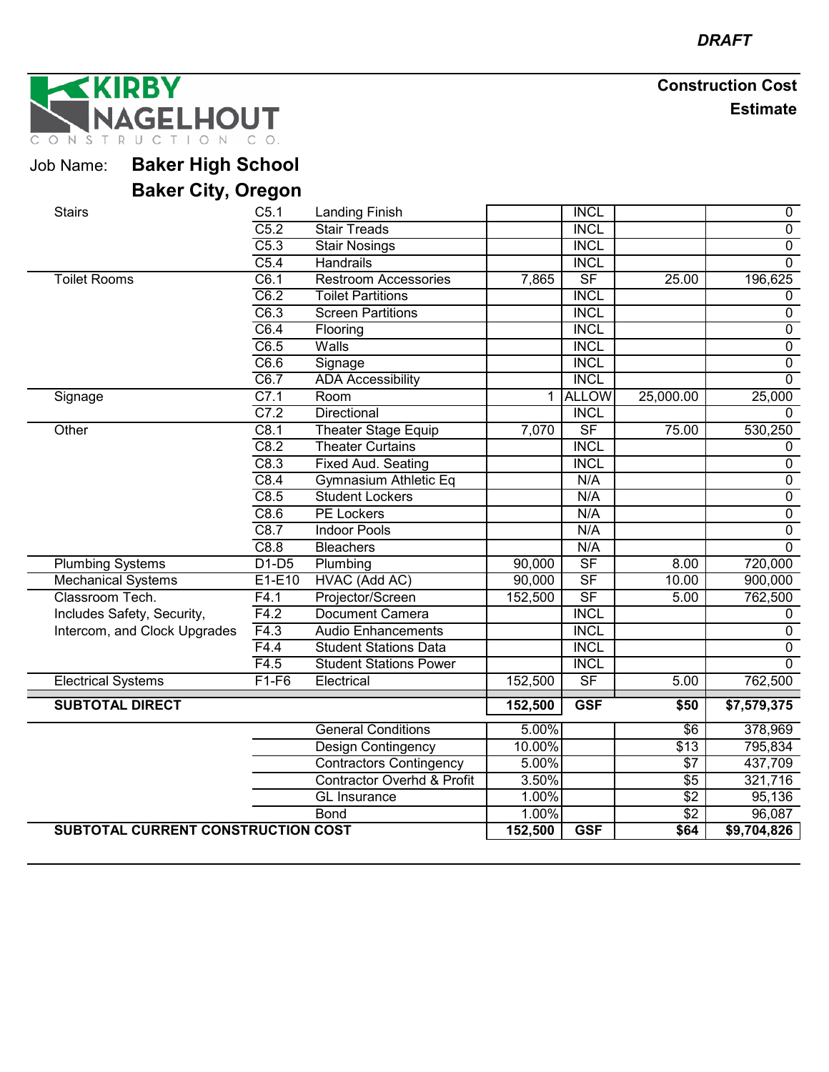*DRAFT*

**KIRBY NAGELHOUT CONSTRUCTION CO.**

**Construction Cost Estimate**

Job Name: **Baker High School**

**Baker City, Oregon**

| | | | | | | |
|---|---|---|---|---|---|---|
| Stairs | C5.1 | Landing Finish | | INCL | | 0 |
| | C5.2 | Stair Treads | | INCL | | 0 |
| | C5.3 | Stair Nosings | | INCL | | 0 |
| | C5.4 | Handrails | | INCL | | 0 |
| Toilet Rooms | C6.1 | Restroom Accessories | 7,865 | SF | 25.00 | 196,625 |
| | C6.2 | Toilet Partitions | | INCL | | 0 |
| | C6.3 | Screen Partitions | | INCL | | 0 |
| | C6.4 | Flooring | | INCL | | 0 |
| | C6.5 | Walls | | INCL | | 0 |
| | C6.6 | Signage | | INCL | | 0 |
| | C6.7 | ADA Accessibility | | INCL | | 0 |
| Signage | C7.1 | Room | 1 | ALLOW | 25,000.00 | 25,000 |
| | C7.2 | Directional | | INCL | | 0 |
| Other | C8.1 | Theater Stage Equip | 7,070 | SF | 75.00 | 530,250 |
| | C8.2 | Theater Curtains | | INCL | | 0 |
| | C8.3 | Fixed Aud. Seating | | INCL | | 0 |
| | C8.4 | Gymnasium Athletic Eq | | N/A | | 0 |
| | C8.5 | Student Lockers | | N/A | | 0 |
| | C8.6 | PE Lockers | | N/A | | 0 |
| | C8.7 | Indoor Pools | | N/A | | 0 |
| | C8.8 | Bleachers | | N/A | | 0 |
| Plumbing Systems | D1-D5 | Plumbing | 90,000 | SF | 8.00 | 720,000 |
| Mechanical Systems | E1-E10 | HVAC (Add AC) | 90,000 | SF | 10.00 | 900,000 |
| Classroom Tech. | F4.1 | Projector/Screen | 152,500 | SF | 5.00 | 762,500 |
| Includes Safety, Security, | F4.2 | Document Camera | | INCL | | 0 |
| Intercom, and Clock Upgrades | F4.3 | Audio Enhancements | | INCL | | 0 |
| | F4.4 | Student Stations Data | | INCL | | 0 |
| | F4.5 | Student Stations Power | | INCL | | 0 |
| Electrical Systems | F1-F6 | Electrical | 152,500 | SF | 5.00 | 762,500 |
| **SUBTOTAL DIRECT** | | | **152,500** | **GSF** | **$50** | **$7,579,375** |
| | | General Conditions | 5.00% | | $6 | 378,969 |
| | | Design Contingency | 10.00% | | $13 | 795,834 |
| | | Contractors Contingency | 5.00% | | $7 | 437,709 |
| | | Contractor Overhd & Profit | 3.50% | | $5 | 321,716 |
| | | GL Insurance | 1.00% | | $2 | 95,136 |
| | | Bond | 1.00% | | $2 | 96,087 |
| **SUBTOTAL CURRENT CONSTRUCTION COST** | | | **152,500** | **GSF** | **$64** | **$9,704,826** |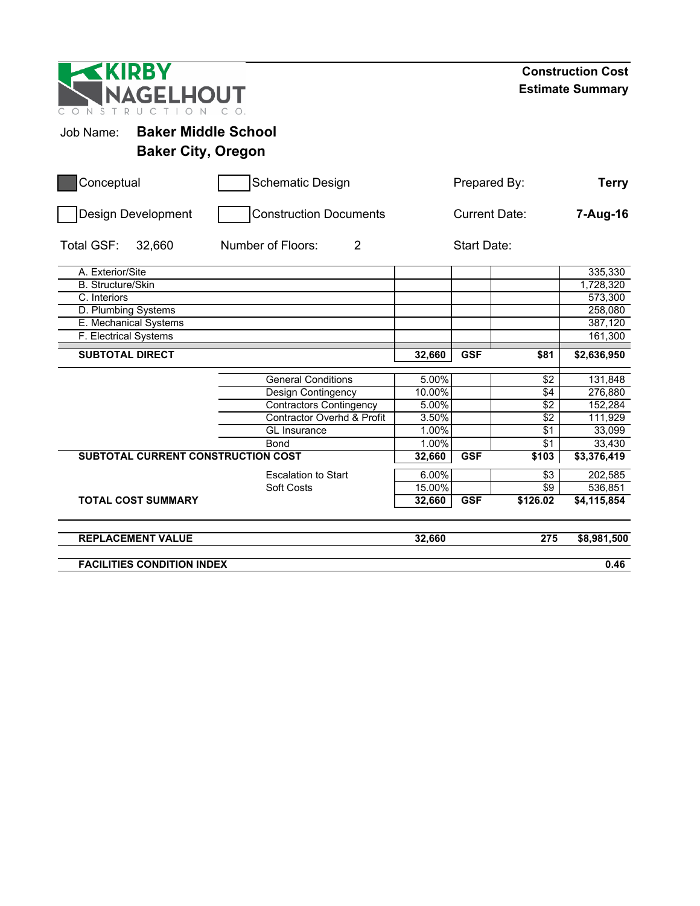KIRBY NAGELHOUT CONSTRUCTION CO.

**Construction Cost Estimate Summary**

Job Name: **Baker Middle School**
**Baker City, Oregon**

| | | | |
|---|---|---|---|
| ■ Conceptual | ☐ Schematic Design | Prepared By: | **Terry** |
| ☐ Design Development | ☐ Construction Documents | Current Date: | **7-Aug-16** |
| Total GSF: 32,660 | Number of Floors: 2 | Start Date: | |

| | | | | | |
|---|---|---|---|---|---|
| A. Exterior/Site | | | | | 335,330 |
| B. Structure/Skin | | | | | 1,728,320 |
| C. Interiors | | | | | 573,300 |
| D. Plumbing Systems | | | | | 258,080 |
| E. Mechanical Systems | | | | | 387,120 |
| F. Electrical Systems | | | | | 161,300 |
| **SUBTOTAL DIRECT** | | **32,660** | **GSF** | **$81** | **$2,636,950** |
| | General Conditions | 5.00% | | $2 | 131,848 |
| | Design Contingency | 10.00% | | $4 | 276,880 |
| | Contractors Contingency | 5.00% | | $2 | 152,284 |
| | Contractor Overhd & Profit | 3.50% | | $2 | 111,929 |
| | GL Insurance | 1.00% | | $1 | 33,099 |
| | Bond | 1.00% | | $1 | 33,430 |
| **SUBTOTAL CURRENT CONSTRUCTION COST** | | **32,660** | **GSF** | **$103** | **$3,376,419** |
| | Escalation to Start | 6.00% | | $3 | 202,585 |
| | Soft Costs | 15.00% | | $9 | 536,851 |
| **TOTAL COST SUMMARY** | | **32,660** | **GSF** | **$126.02** | **$4,115,854** |
| **REPLACEMENT VALUE** | | **32,660** | | **275** | **$8,981,500** |
| **FACILITIES CONDITION INDEX** | | | | | **0.46** |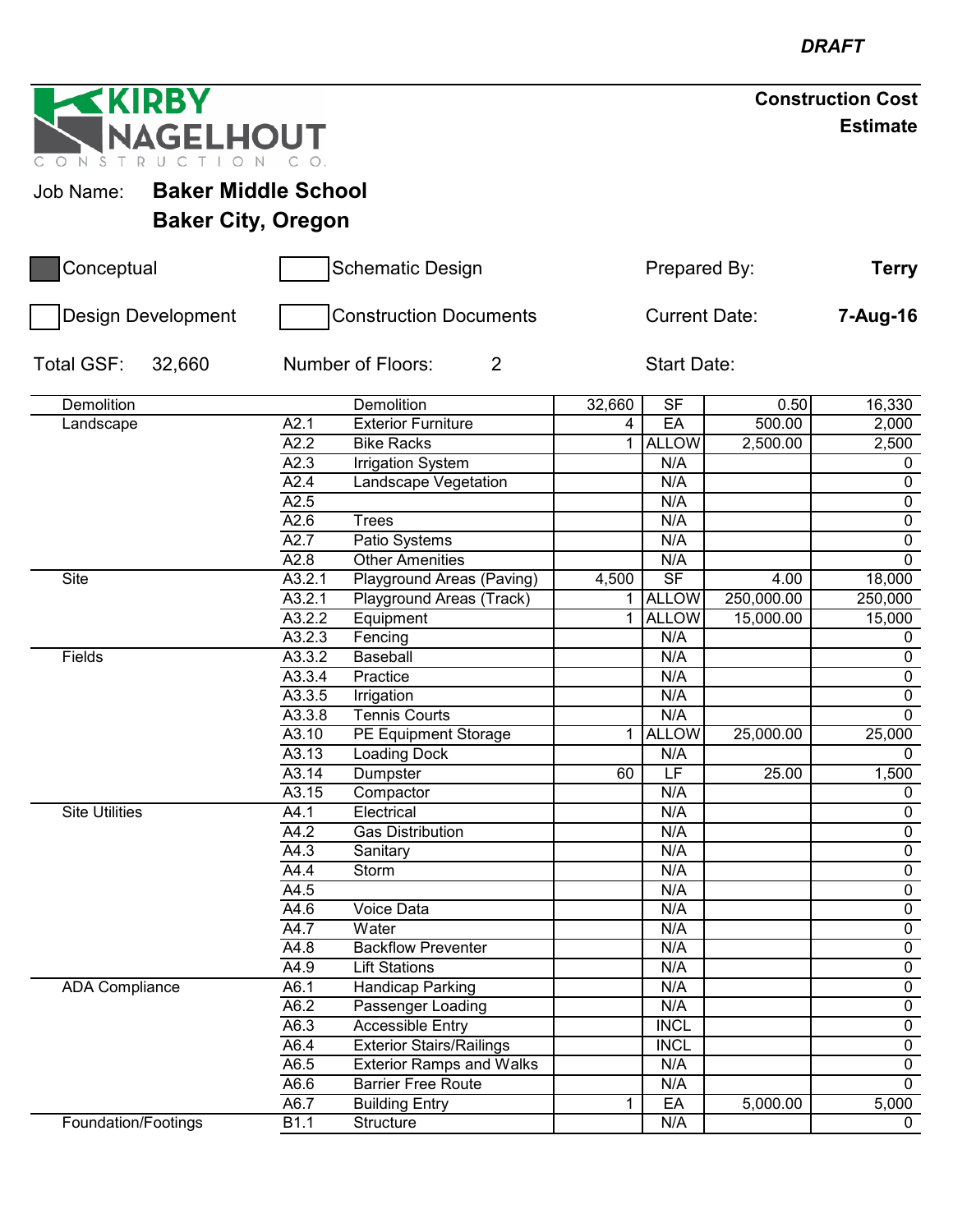*DRAFT*

KIRBY NAGELHOUT CONSTRUCTION CO.

**Construction Cost Estimate**

Job Name: **Baker Middle School**
**Baker City, Oregon**

| | | | |
|---|---|---|---|
| ■ Conceptual | ☐ Schematic Design | Prepared By: | **Terry** |
| ☐ Design Development | ☐ Construction Documents | Current Date: | **7-Aug-16** |
| Total GSF: 32,660 | Number of Floors: 2 | Start Date: | |

| Category | Code | Description | Quantity | Unit | Unit Cost | Total |
|---|---|---|---|---|---|---|
| Demolition | | Demolition | 32,660 | SF | 0.50 | 16,330 |
| Landscape | A2.1 | Exterior Furniture | 4 | EA | 500.00 | 2,000 |
| | A2.2 | Bike Racks | 1 | ALLOW | 2,500.00 | 2,500 |
| | A2.3 | Irrigation System | | N/A | | 0 |
| | A2.4 | Landscape Vegetation | | N/A | | 0 |
| | A2.5 | | | N/A | | 0 |
| | A2.6 | Trees | | N/A | | 0 |
| | A2.7 | Patio Systems | | N/A | | 0 |
| | A2.8 | Other Amenities | | N/A | | 0 |
| Site | A3.2.1 | Playground Areas (Paving) | 4,500 | SF | 4.00 | 18,000 |
| | A3.2.1 | Playground Areas (Track) | 1 | ALLOW | 250,000.00 | 250,000 |
| | A3.2.2 | Equipment | 1 | ALLOW | 15,000.00 | 15,000 |
| | A3.2.3 | Fencing | | N/A | | 0 |
| Fields | A3.3.2 | Baseball | | N/A | | 0 |
| | A3.3.4 | Practice | | N/A | | 0 |
| | A3.3.5 | Irrigation | | N/A | | 0 |
| | A3.3.8 | Tennis Courts | | N/A | | 0 |
| | A3.10 | PE Equipment Storage | 1 | ALLOW | 25,000.00 | 25,000 |
| | A3.13 | Loading Dock | | N/A | | 0 |
| | A3.14 | Dumpster | 60 | LF | 25.00 | 1,500 |
| | A3.15 | Compactor | | N/A | | 0 |
| Site Utilities | A4.1 | Electrical | | N/A | | 0 |
| | A4.2 | Gas Distribution | | N/A | | 0 |
| | A4.3 | Sanitary | | N/A | | 0 |
| | A4.4 | Storm | | N/A | | 0 |
| | A4.5 | | | N/A | | 0 |
| | A4.6 | Voice Data | | N/A | | 0 |
| | A4.7 | Water | | N/A | | 0 |
| | A4.8 | Backflow Preventer | | N/A | | 0 |
| | A4.9 | Lift Stations | | N/A | | 0 |
| ADA Compliance | A6.1 | Handicap Parking | | N/A | | 0 |
| | A6.2 | Passenger Loading | | N/A | | 0 |
| | A6.3 | Accessible Entry | | INCL | | 0 |
| | A6.4 | Exterior Stairs/Railings | | INCL | | 0 |
| | A6.5 | Exterior Ramps and Walks | | N/A | | 0 |
| | A6.6 | Barrier Free Route | | N/A | | 0 |
| | A6.7 | Building Entry | 1 | EA | 5,000.00 | 5,000 |
| Foundation/Footings | B1.1 | Structure | | N/A | | 0 |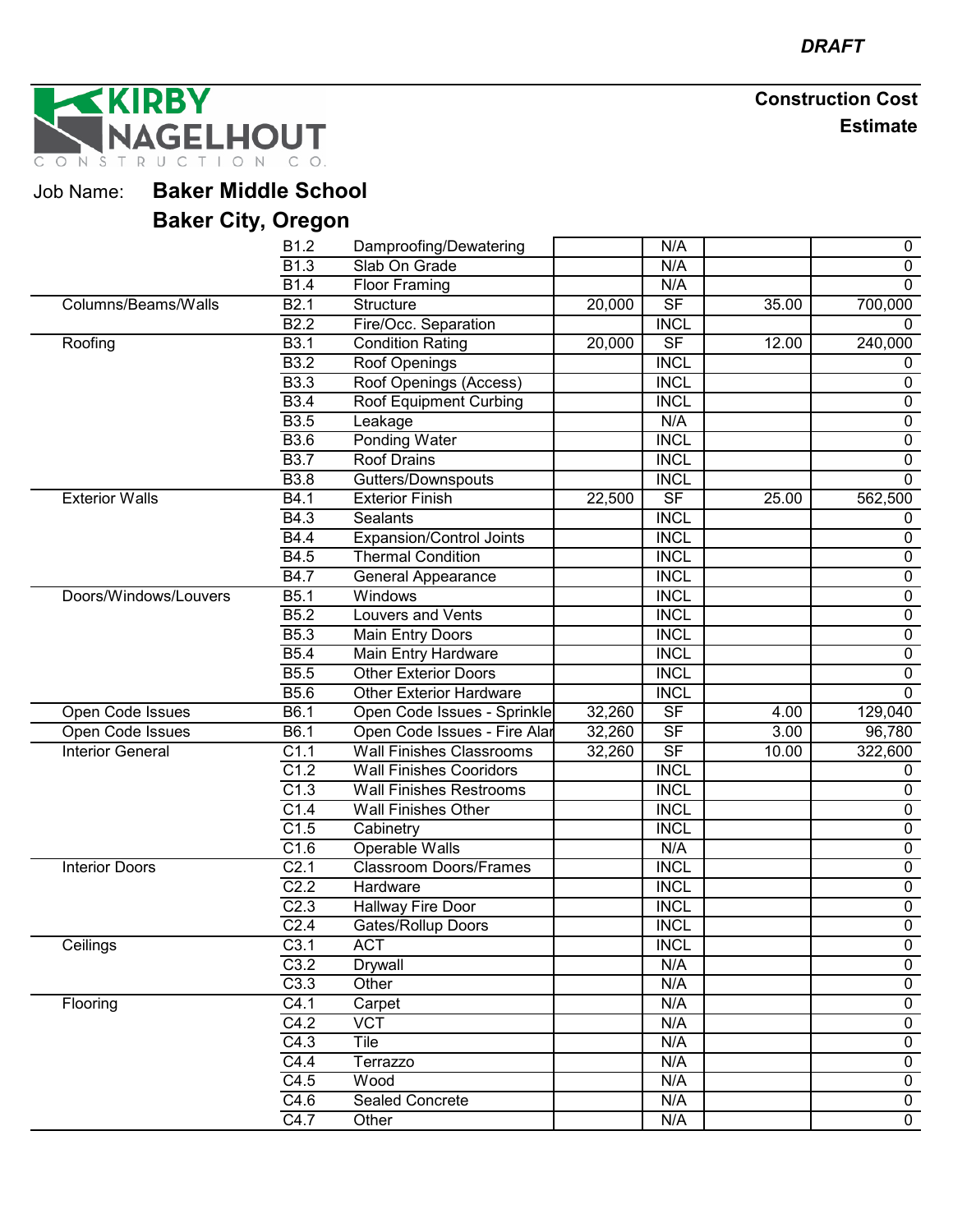*DRAFT*

KIRBY NAGELHOUT CONSTRUCTION CO.

**Construction Cost Estimate**

Job Name: **Baker Middle School**
**Baker City, Oregon**

| | | | | | | |
|---|---|---|---|---|---|---|
| | B1.2 | Dampproofing/Dewatering | | N/A | | 0 |
| | B1.3 | Slab On Grade | | N/A | | 0 |
| | B1.4 | Floor Framing | | N/A | | 0 |
| Columns/Beams/Walls | B2.1 | Structure | 20,000 | SF | 35.00 | 700,000 |
| | B2.2 | Fire/Occ. Separation | | INCL | | 0 |
| Roofing | B3.1 | Condition Rating | 20,000 | SF | 12.00 | 240,000 |
| | B3.2 | Roof Openings | | INCL | | 0 |
| | B3.3 | Roof Openings (Access) | | INCL | | 0 |
| | B3.4 | Roof Equipment Curbing | | INCL | | 0 |
| | B3.5 | Leakage | | N/A | | 0 |
| | B3.6 | Ponding Water | | INCL | | 0 |
| | B3.7 | Roof Drains | | INCL | | 0 |
| | B3.8 | Gutters/Downspouts | | INCL | | 0 |
| Exterior Walls | B4.1 | Exterior Finish | 22,500 | SF | 25.00 | 562,500 |
| | B4.3 | Sealants | | INCL | | 0 |
| | B4.4 | Expansion/Control Joints | | INCL | | 0 |
| | B4.5 | Thermal Condition | | INCL | | 0 |
| | B4.7 | General Appearance | | INCL | | 0 |
| Doors/Windows/Louvers | B5.1 | Windows | | INCL | | 0 |
| | B5.2 | Louvers and Vents | | INCL | | 0 |
| | B5.3 | Main Entry Doors | | INCL | | 0 |
| | B5.4 | Main Entry Hardware | | INCL | | 0 |
| | B5.5 | Other Exterior Doors | | INCL | | 0 |
| | B5.6 | Other Exterior Hardware | | INCL | | 0 |
| Open Code Issues | B6.1 | Open Code Issues - Sprinkle | 32,260 | SF | 4.00 | 129,040 |
| Open Code Issues | B6.1 | Open Code Issues - Fire Alar | 32,260 | SF | 3.00 | 96,780 |
| Interior General | C1.1 | Wall Finishes Classrooms | 32,260 | SF | 10.00 | 322,600 |
| | C1.2 | Wall Finishes Cooridors | | INCL | | 0 |
| | C1.3 | Wall Finishes Restrooms | | INCL | | 0 |
| | C1.4 | Wall Finishes Other | | INCL | | 0 |
| | C1.5 | Cabinetry | | INCL | | 0 |
| | C1.6 | Operable Walls | | N/A | | 0 |
| Interior Doors | C2.1 | Classroom Doors/Frames | | INCL | | 0 |
| | C2.2 | Hardware | | INCL | | 0 |
| | C2.3 | Hallway Fire Door | | INCL | | 0 |
| | C2.4 | Gates/Rollup Doors | | INCL | | 0 |
| Ceilings | C3.1 | ACT | | INCL | | 0 |
| | C3.2 | Drywall | | N/A | | 0 |
| | C3.3 | Other | | N/A | | 0 |
| Flooring | C4.1 | Carpet | | N/A | | 0 |
| | C4.2 | VCT | | N/A | | 0 |
| | C4.3 | Tile | | N/A | | 0 |
| | C4.4 | Terrazzo | | N/A | | 0 |
| | C4.5 | Wood | | N/A | | 0 |
| | C4.6 | Sealed Concrete | | N/A | | 0 |
| | C4.7 | Other | | N/A | | 0 |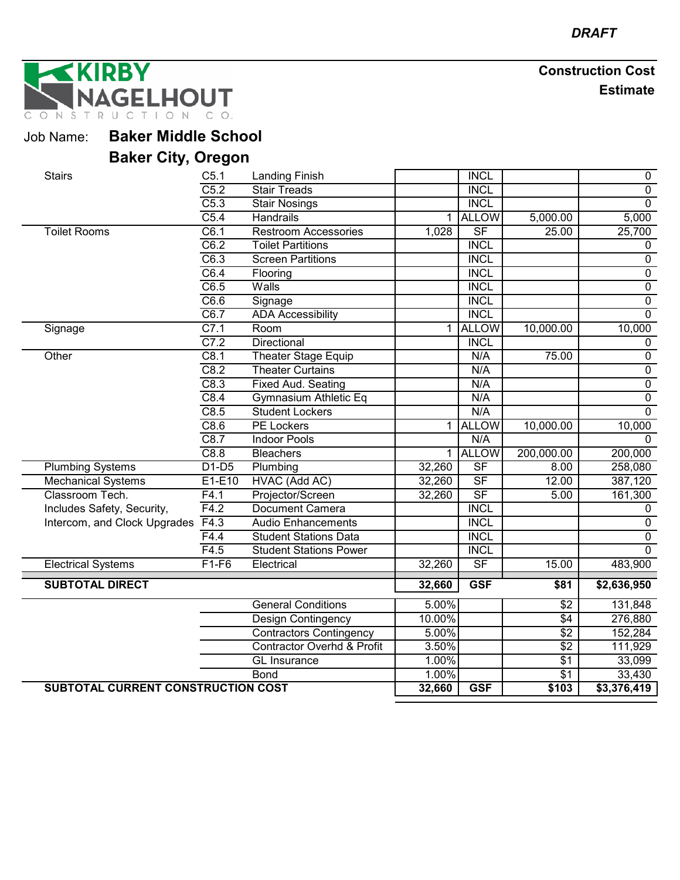*DRAFT*

**KIRBY NAGELHOUT CONSTRUCTION CO.**

**Construction Cost Estimate**

Job Name: **Baker Middle School**

**Baker City, Oregon**

| | | | | | | |
|---|---|---|---|---|---|---|
| Stairs | C5.1 | Landing Finish | | INCL | | 0 |
| | C5.2 | Stair Treads | | INCL | | 0 |
| | C5.3 | Stair Nosings | | INCL | | 0 |
| | C5.4 | Handrails | 1 | ALLOW | 5,000.00 | 5,000 |
| Toilet Rooms | C6.1 | Restroom Accessories | 1,028 | SF | 25.00 | 25,700 |
| | C6.2 | Toilet Partitions | | INCL | | 0 |
| | C6.3 | Screen Partitions | | INCL | | 0 |
| | C6.4 | Flooring | | INCL | | 0 |
| | C6.5 | Walls | | INCL | | 0 |
| | C6.6 | Signage | | INCL | | 0 |
| | C6.7 | ADA Accessibility | | INCL | | 0 |
| Signage | C7.1 | Room | 1 | ALLOW | 10,000.00 | 10,000 |
| | C7.2 | Directional | | INCL | | 0 |
| Other | C8.1 | Theater Stage Equip | | N/A | 75.00 | 0 |
| | C8.2 | Theater Curtains | | N/A | | 0 |
| | C8.3 | Fixed Aud. Seating | | N/A | | 0 |
| | C8.4 | Gymnasium Athletic Eq | | N/A | | 0 |
| | C8.5 | Student Lockers | | N/A | | 0 |
| | C8.6 | PE Lockers | 1 | ALLOW | 10,000.00 | 10,000 |
| | C8.7 | Indoor Pools | | N/A | | 0 |
| | C8.8 | Bleachers | 1 | ALLOW | 200,000.00 | 200,000 |
| Plumbing Systems | D1-D5 | Plumbing | 32,260 | SF | 8.00 | 258,080 |
| Mechanical Systems | E1-E10 | HVAC (Add AC) | 32,260 | SF | 12.00 | 387,120 |
| Classroom Tech. | F4.1 | Projector/Screen | 32,260 | SF | 5.00 | 161,300 |
| Includes Safety, Security, | F4.2 | Document Camera | | INCL | | 0 |
| Intercom, and Clock Upgrades | F4.3 | Audio Enhancements | | INCL | | 0 |
| | F4.4 | Student Stations Data | | INCL | | 0 |
| | F4.5 | Student Stations Power | | INCL | | 0 |
| Electrical Systems | F1-F6 | Electrical | 32,260 | SF | 15.00 | 483,900 |
| **SUBTOTAL DIRECT** | | | **32,660** | **GSF** | **$81** | **$2,636,950** |
| | | General Conditions | 5.00% | | $2 | 131,848 |
| | | Design Contingency | 10.00% | | $4 | 276,880 |
| | | Contractors Contingency | 5.00% | | $2 | 152,284 |
| | | Contractor Overhd & Profit | 3.50% | | $2 | 111,929 |
| | | GL Insurance | 1.00% | | $1 | 33,099 |
| | | Bond | 1.00% | | $1 | 33,430 |
| **SUBTOTAL CURRENT CONSTRUCTION COST** | | | **32,660** | **GSF** | **$103** | **$3,376,419** |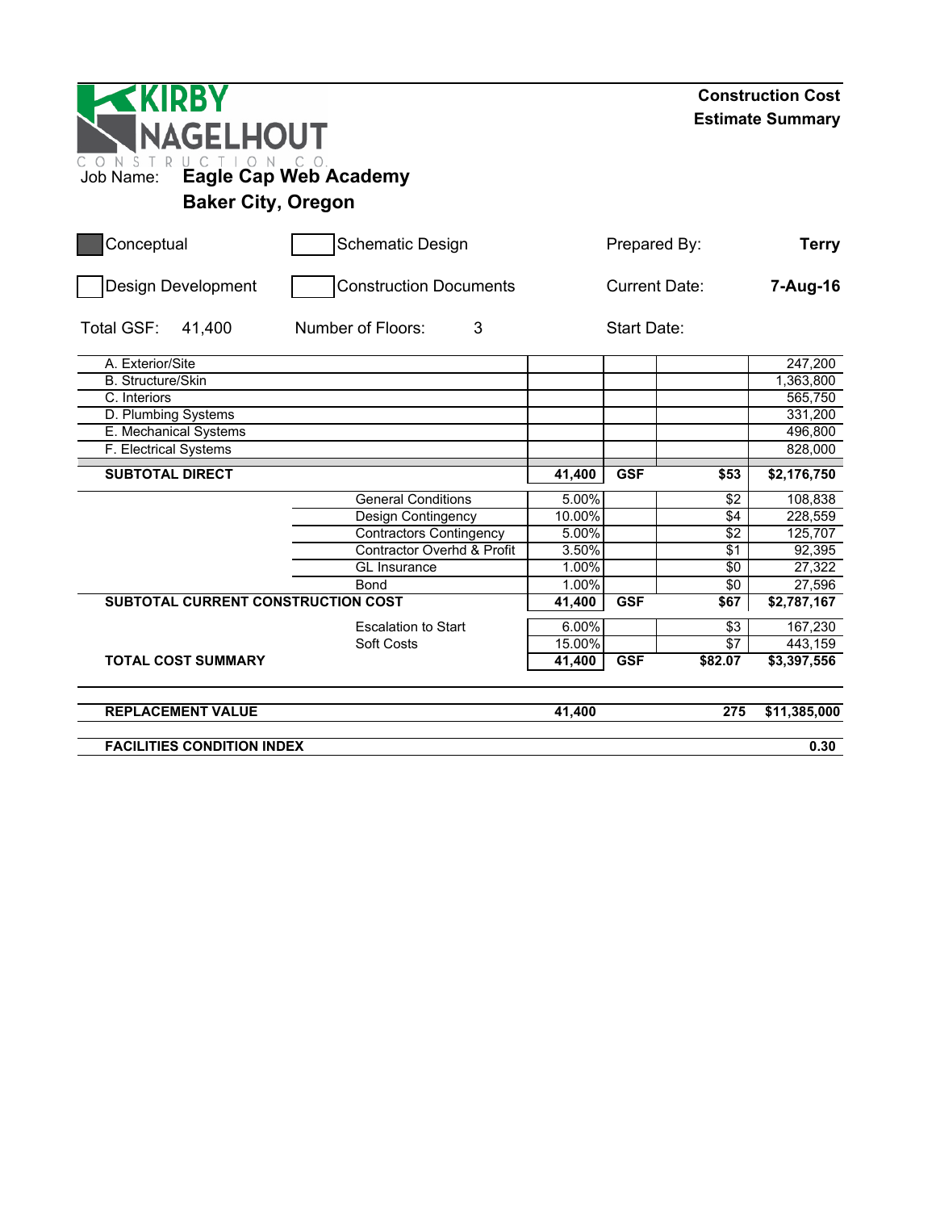KIRBY NAGELHOUT CONSTRUCTION CO.

# Construction Cost Estimate Summary

Job Name: **Eagle Cap Web Academy**
**Baker City, Oregon**

| | | | |
|---|---|---|---|
| ■ Conceptual | ☐ Schematic Design | Prepared By: | **Terry** |
| ☐ Design Development | ☐ Construction Documents | Current Date: | **7-Aug-16** |
| Total GSF: 41,400 | Number of Floors: 3 | Start Date: | |

| Item | | | | | Amount |
|---|---|---|---|---|---|
| A. Exterior/Site | | | | | 247,200 |
| B. Structure/Skin | | | | | 1,363,800 |
| C. Interiors | | | | | 565,750 |
| D. Plumbing Systems | | | | | 331,200 |
| E. Mechanical Systems | | | | | 496,800 |
| F. Electrical Systems | | | | | 828,000 |
| **SUBTOTAL DIRECT** | | **41,400** | **GSF** | **$53** | **$2,176,750** |
| | General Conditions | 5.00% | | $2 | 108,838 |
| | Design Contingency | 10.00% | | $4 | 228,559 |
| | Contractors Contingency | 5.00% | | $2 | 125,707 |
| | Contractor Overhd & Profit | 3.50% | | $1 | 92,395 |
| | GL Insurance | 1.00% | | $0 | 27,322 |
| | Bond | 1.00% | | $0 | 27,596 |
| **SUBTOTAL CURRENT CONSTRUCTION COST** | | **41,400** | **GSF** | **$67** | **$2,787,167** |
| | Escalation to Start | 6.00% | | $3 | 167,230 |
| | Soft Costs | 15.00% | | $7 | 443,159 |
| **TOTAL COST SUMMARY** | | **41,400** | **GSF** | **$82.07** | **$3,397,556** |
| **REPLACEMENT VALUE** | | **41,400** | | **275** | **$11,385,000** |
| **FACILITIES CONDITION INDEX** | | | | | **0.30** |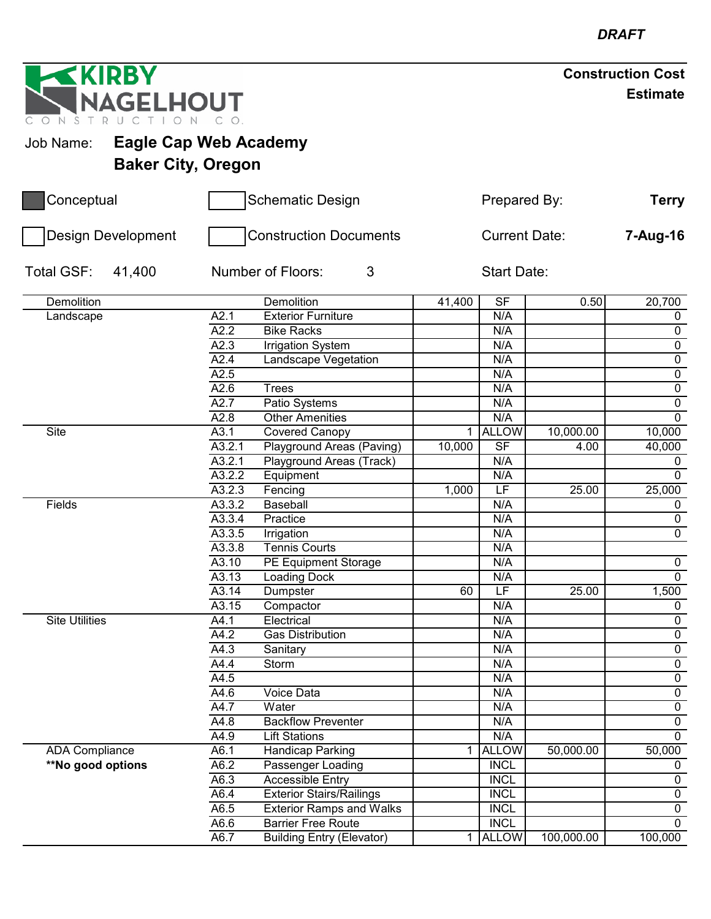*DRAFT*

**KIRBY NAGELHOUT CONSTRUCTION CO.**

**Construction Cost Estimate**

Job Name: **Eagle Cap Web Academy**
**Baker City, Oregon**

| | | | |
|---|---|---|---|
| ■ Conceptual | ☐ Schematic Design | Prepared By: | **Terry** |
| ☐ Design Development | ☐ Construction Documents | Current Date: | **7-Aug-16** |

Total GSF: 41,400 | Number of Floors: 3 | Start Date:

| Category | Code | Item | Qty | Unit | Unit Cost | Total |
|---|---|---|---|---|---|---|
| Demolition | | Demolition | 41,400 | SF | 0.50 | 20,700 |
| Landscape | A2.1 | Exterior Furniture | | N/A | | 0 |
| | A2.2 | Bike Racks | | N/A | | 0 |
| | A2.3 | Irrigation System | | N/A | | 0 |
| | A2.4 | Landscape Vegetation | | N/A | | 0 |
| | A2.5 | | | N/A | | 0 |
| | A2.6 | Trees | | N/A | | 0 |
| | A2.7 | Patio Systems | | N/A | | 0 |
| | A2.8 | Other Amenities | | N/A | | 0 |
| Site | A3.1 | Covered Canopy | 1 | ALLOW | 10,000.00 | 10,000 |
| | A3.2.1 | Playground Areas (Paving) | 10,000 | SF | 4.00 | 40,000 |
| | A3.2.1 | Playground Areas (Track) | | N/A | | 0 |
| | A3.2.2 | Equipment | | N/A | | 0 |
| | A3.2.3 | Fencing | 1,000 | LF | 25.00 | 25,000 |
| Fields | A3.3.2 | Baseball | | N/A | | 0 |
| | A3.3.4 | Practice | | N/A | | 0 |
| | A3.3.5 | Irrigation | | N/A | | 0 |
| | A3.3.8 | Tennis Courts | | N/A | | |
| | A3.10 | PE Equipment Storage | | N/A | | 0 |
| | A3.13 | Loading Dock | | N/A | | 0 |
| | A3.14 | Dumpster | 60 | LF | 25.00 | 1,500 |
| | A3.15 | Compactor | | N/A | | 0 |
| Site Utilities | A4.1 | Electrical | | N/A | | 0 |
| | A4.2 | Gas Distribution | | N/A | | 0 |
| | A4.3 | Sanitary | | N/A | | 0 |
| | A4.4 | Storm | | N/A | | 0 |
| | A4.5 | | | N/A | | 0 |
| | A4.6 | Voice Data | | N/A | | 0 |
| | A4.7 | Water | | N/A | | 0 |
| | A4.8 | Backflow Preventer | | N/A | | 0 |
| | A4.9 | Lift Stations | | N/A | | 0 |
| ADA Compliance | A6.1 | Handicap Parking | 1 | ALLOW | 50,000.00 | 50,000 |
| **\*\*No good options** | A6.2 | Passenger Loading | | INCL | | 0 |
| | A6.3 | Accessible Entry | | INCL | | 0 |
| | A6.4 | Exterior Stairs/Railings | | INCL | | 0 |
| | A6.5 | Exterior Ramps and Walks | | INCL | | 0 |
| | A6.6 | Barrier Free Route | | INCL | | 0 |
| | A6.7 | Building Entry (Elevator) | 1 | ALLOW | 100,000.00 | 100,000 |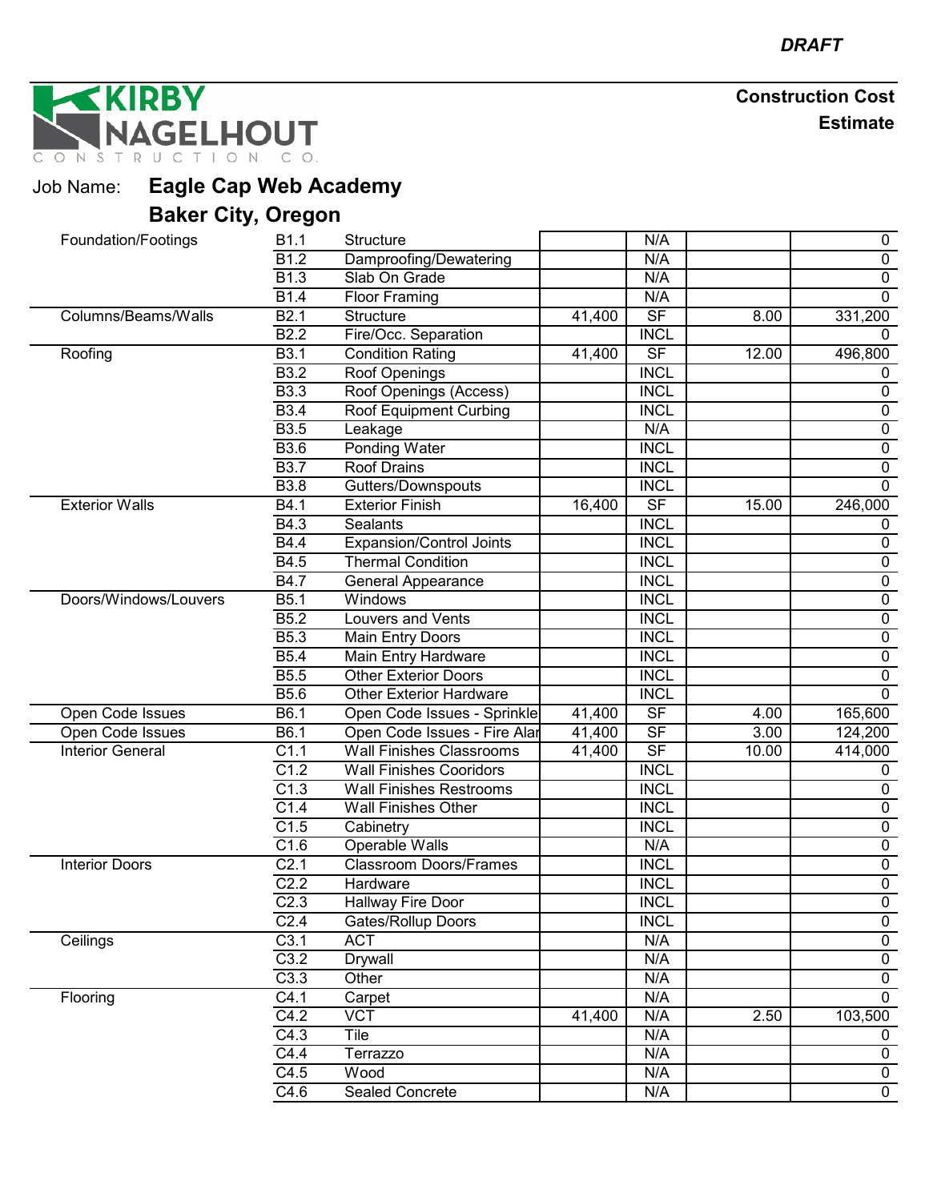*DRAFT*

KIRBY NAGELHOUT CONSTRUCTION CO.

**Construction Cost Estimate**

Job Name: **Eagle Cap Web Academy**
**Baker City, Oregon**

| Category | Code | Item | Qty | Unit | Unit Cost | Total |
|---|---|---|---|---|---|---|
| Foundation/Footings | B1.1 | Structure | | N/A | | 0 |
| | B1.2 | Dampproofing/Dewatering | | N/A | | 0 |
| | B1.3 | Slab On Grade | | N/A | | 0 |
| | B1.4 | Floor Framing | | N/A | | 0 |
| Columns/Beams/Walls | B2.1 | Structure | 41,400 | SF | 8.00 | 331,200 |
| | B2.2 | Fire/Occ. Separation | | INCL | | 0 |
| Roofing | B3.1 | Condition Rating | 41,400 | SF | 12.00 | 496,800 |
| | B3.2 | Roof Openings | | INCL | | 0 |
| | B3.3 | Roof Openings (Access) | | INCL | | 0 |
| | B3.4 | Roof Equipment Curbing | | INCL | | 0 |
| | B3.5 | Leakage | | N/A | | 0 |
| | B3.6 | Ponding Water | | INCL | | 0 |
| | B3.7 | Roof Drains | | INCL | | 0 |
| | B3.8 | Gutters/Downspouts | | INCL | | 0 |
| Exterior Walls | B4.1 | Exterior Finish | 16,400 | SF | 15.00 | 246,000 |
| | B4.3 | Sealants | | INCL | | 0 |
| | B4.4 | Expansion/Control Joints | | INCL | | 0 |
| | B4.5 | Thermal Condition | | INCL | | 0 |
| | B4.7 | General Appearance | | INCL | | 0 |
| Doors/Windows/Louvers | B5.1 | Windows | | INCL | | 0 |
| | B5.2 | Louvers and Vents | | INCL | | 0 |
| | B5.3 | Main Entry Doors | | INCL | | 0 |
| | B5.4 | Main Entry Hardware | | INCL | | 0 |
| | B5.5 | Other Exterior Doors | | INCL | | 0 |
| | B5.6 | Other Exterior Hardware | | INCL | | 0 |
| Open Code Issues | B6.1 | Open Code Issues - Sprinkle | 41,400 | SF | 4.00 | 165,600 |
| Open Code Issues | B6.1 | Open Code Issues - Fire Alar | 41,400 | SF | 3.00 | 124,200 |
| Interior General | C1.1 | Wall Finishes Classrooms | 41,400 | SF | 10.00 | 414,000 |
| | C1.2 | Wall Finishes Cooridors | | INCL | | 0 |
| | C1.3 | Wall Finishes Restrooms | | INCL | | 0 |
| | C1.4 | Wall Finishes Other | | INCL | | 0 |
| | C1.5 | Cabinetry | | INCL | | 0 |
| | C1.6 | Operable Walls | | N/A | | 0 |
| Interior Doors | C2.1 | Classroom Doors/Frames | | INCL | | 0 |
| | C2.2 | Hardware | | INCL | | 0 |
| | C2.3 | Hallway Fire Door | | INCL | | 0 |
| | C2.4 | Gates/Rollup Doors | | INCL | | 0 |
| Ceilings | C3.1 | ACT | | N/A | | 0 |
| | C3.2 | Drywall | | N/A | | 0 |
| | C3.3 | Other | | N/A | | 0 |
| Flooring | C4.1 | Carpet | | N/A | | 0 |
| | C4.2 | VCT | 41,400 | N/A | 2.50 | 103,500 |
| | C4.3 | Tile | | N/A | | 0 |
| | C4.4 | Terrazzo | | N/A | | 0 |
| | C4.5 | Wood | | N/A | | 0 |
| | C4.6 | Sealed Concrete | | N/A | | 0 |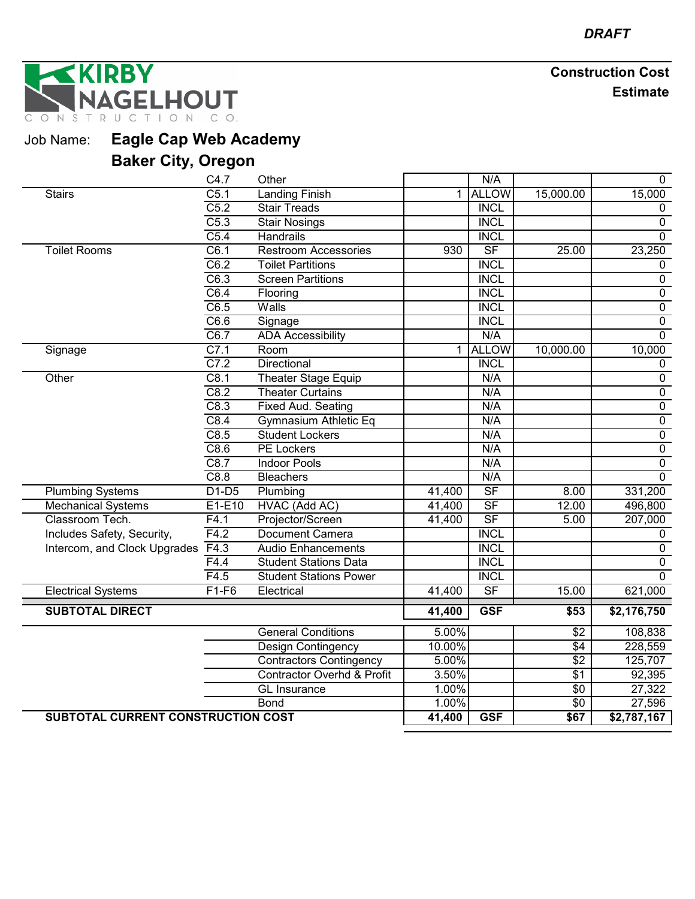*DRAFT*

**KIRBY NAGELHOUT CONSTRUCTION CO.**

**Construction Cost Estimate**

Job Name: **Eagle Cap Web Academy**
**Baker City, Oregon**

| | | | | | | |
|---|---|---|---|---|---|---|
| | C4.7 | Other | | N/A | | 0 |
| Stairs | C5.1 | Landing Finish | 1 | ALLOW | 15,000.00 | 15,000 |
| | C5.2 | Stair Treads | | INCL | | 0 |
| | C5.3 | Stair Nosings | | INCL | | 0 |
| | C5.4 | Handrails | | INCL | | 0 |
| Toilet Rooms | C6.1 | Restroom Accessories | 930 | SF | 25.00 | 23,250 |
| | C6.2 | Toilet Partitions | | INCL | | 0 |
| | C6.3 | Screen Partitions | | INCL | | 0 |
| | C6.4 | Flooring | | INCL | | 0 |
| | C6.5 | Walls | | INCL | | 0 |
| | C6.6 | Signage | | INCL | | 0 |
| | C6.7 | ADA Accessibility | | N/A | | 0 |
| Signage | C7.1 | Room | 1 | ALLOW | 10,000.00 | 10,000 |
| | C7.2 | Directional | | INCL | | 0 |
| Other | C8.1 | Theater Stage Equip | | N/A | | 0 |
| | C8.2 | Theater Curtains | | N/A | | 0 |
| | C8.3 | Fixed Aud. Seating | | N/A | | 0 |
| | C8.4 | Gymnasium Athletic Eq | | N/A | | 0 |
| | C8.5 | Student Lockers | | N/A | | 0 |
| | C8.6 | PE Lockers | | N/A | | 0 |
| | C8.7 | Indoor Pools | | N/A | | 0 |
| | C8.8 | Bleachers | | N/A | | 0 |
| Plumbing Systems | D1-D5 | Plumbing | 41,400 | SF | 8.00 | 331,200 |
| Mechanical Systems | E1-E10 | HVAC (Add AC) | 41,400 | SF | 12.00 | 496,800 |
| Classroom Tech. | F4.1 | Projector/Screen | 41,400 | SF | 5.00 | 207,000 |
| Includes Safety, Security, | F4.2 | Document Camera | | INCL | | 0 |
| Intercom, and Clock Upgrades | F4.3 | Audio Enhancements | | INCL | | 0 |
| | F4.4 | Student Stations Data | | INCL | | 0 |
| | F4.5 | Student Stations Power | | INCL | | 0 |
| Electrical Systems | F1-F6 | Electrical | 41,400 | SF | 15.00 | 621,000 |
| **SUBTOTAL DIRECT** | | | **41,400** | **GSF** | **$53** | **$2,176,750** |
| | | General Conditions | 5.00% | | $2 | 108,838 |
| | | Design Contingency | 10.00% | | $4 | 228,559 |
| | | Contractors Contingency | 5.00% | | $2 | 125,707 |
| | | Contractor Overhd & Profit | 3.50% | | $1 | 92,395 |
| | | GL Insurance | 1.00% | | $0 | 27,322 |
| | | Bond | 1.00% | | $0 | 27,596 |
| **SUBTOTAL CURRENT CONSTRUCTION COST** | | | **41,400** | **GSF** | **$67** | **$2,787,167** |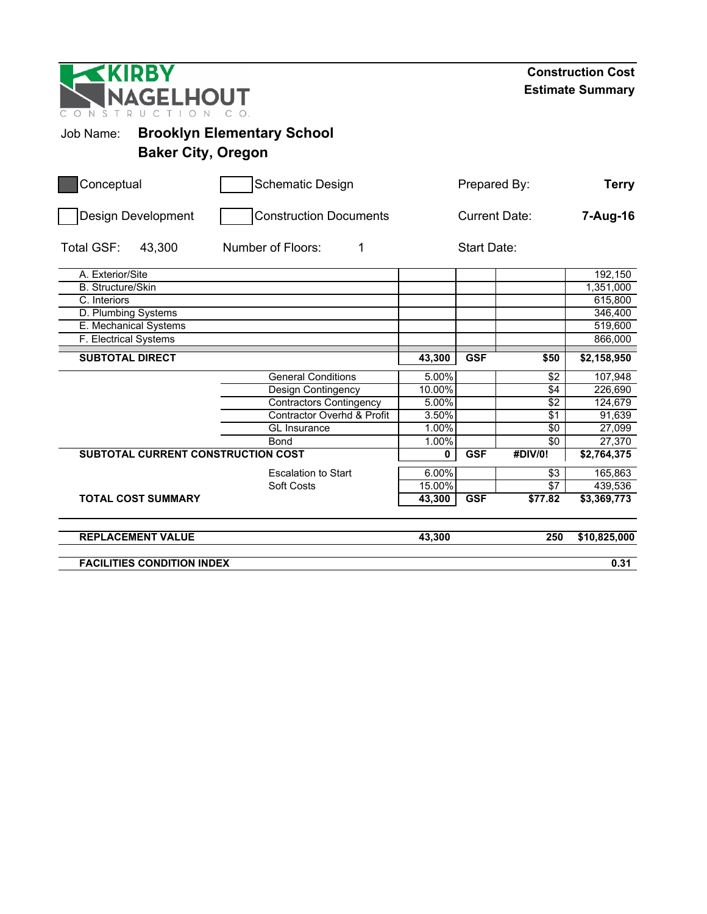KIRBY NAGELHOUT CONSTRUCTION CO.

**Construction Cost Estimate Summary**

Job Name: **Brooklyn Elementary School**
**Baker City, Oregon**

| | | | |
|---|---|---|---|
| ■ Conceptual | ☐ Schematic Design | Prepared By: | **Terry** |
| ☐ Design Development | ☐ Construction Documents | Current Date: | **7-Aug-16** |
| Total GSF: 43,300 | Number of Floors: 1 | Start Date: | |

| Item | | Qty/% | Unit | $/GSF | Total |
|---|---|---|---|---|---|
| A. Exterior/Site | | | | | 192,150 |
| B. Structure/Skin | | | | | 1,351,000 |
| C. Interiors | | | | | 615,800 |
| D. Plumbing Systems | | | | | 346,400 |
| E. Mechanical Systems | | | | | 519,600 |
| F. Electrical Systems | | | | | 866,000 |
| **SUBTOTAL DIRECT** | | **43,300** | **GSF** | **$50** | **$2,158,950** |
| | General Conditions | 5.00% | | $2 | 107,948 |
| | Design Contingency | 10.00% | | $4 | 226,690 |
| | Contractors Contingency | 5.00% | | $2 | 124,679 |
| | Contractor Overhd & Profit | 3.50% | | $1 | 91,639 |
| | GL Insurance | 1.00% | | $0 | 27,099 |
| | Bond | 1.00% | | $0 | 27,370 |
| **SUBTOTAL CURRENT CONSTRUCTION COST** | | **0** | **GSF** | **#DIV/0!** | **$2,764,375** |
| | Escalation to Start | 6.00% | | $3 | 165,863 |
| | Soft Costs | 15.00% | | $7 | 439,536 |
| **TOTAL COST SUMMARY** | | **43,300** | **GSF** | **$77.82** | **$3,369,773** |
| **REPLACEMENT VALUE** | | **43,300** | | **250** | **$10,825,000** |
| **FACILITIES CONDITION INDEX** | | | | | **0.31** |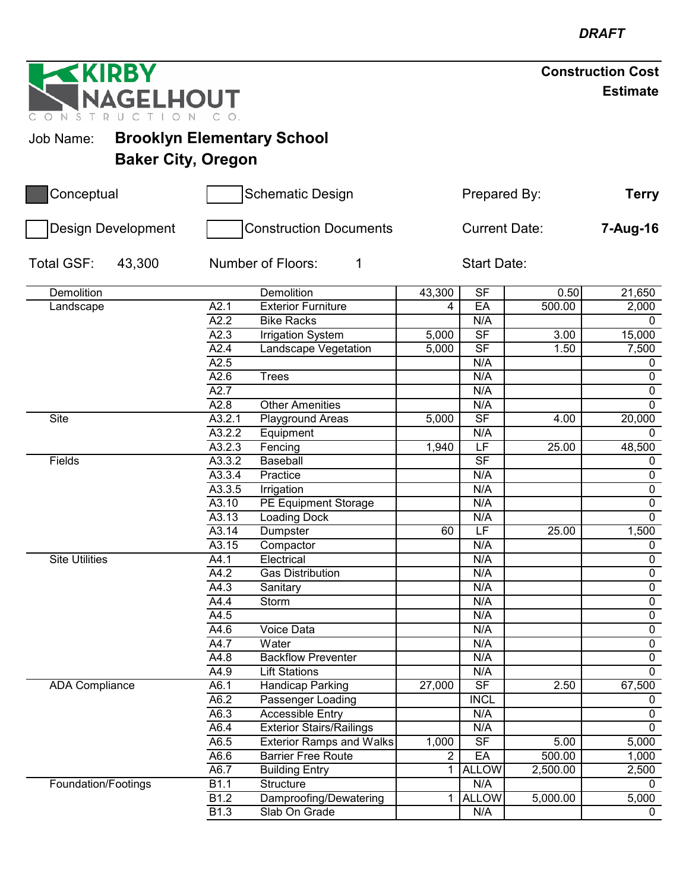*DRAFT*

**KIRBY NAGELHOUT CONSTRUCTION CO.**

**Construction Cost Estimate**

Job Name: **Brooklyn Elementary School**
**Baker City, Oregon**

| | | | |
|---|---|---|---|
| [■] Conceptual | [ ] Schematic Design | Prepared By: | **Terry** |
| [ ] Design Development | [ ] Construction Documents | Current Date: | **7-Aug-16** |
| Total GSF: 43,300 | Number of Floors: 1 | Start Date: | |

| Category | Code | Item | Quantity | Unit | Unit Cost | Total |
|---|---|---|---|---|---|---|
| Demolition | | Demolition | 43,300 | SF | 0.50 | 21,650 |
| Landscape | A2.1 | Exterior Furniture | 4 | EA | 500.00 | 2,000 |
| | A2.2 | Bike Racks | | N/A | | 0 |
| | A2.3 | Irrigation System | 5,000 | SF | 3.00 | 15,000 |
| | A2.4 | Landscape Vegetation | 5,000 | SF | 1.50 | 7,500 |
| | A2.5 | | | N/A | | 0 |
| | A2.6 | Trees | | N/A | | 0 |
| | A2.7 | | | N/A | | 0 |
| | A2.8 | Other Amenities | | N/A | | 0 |
| Site | A3.2.1 | Playground Areas | 5,000 | SF | 4.00 | 20,000 |
| | A3.2.2 | Equipment | | N/A | | 0 |
| | A3.2.3 | Fencing | 1,940 | LF | 25.00 | 48,500 |
| Fields | A3.3.2 | Baseball | | SF | | 0 |
| | A3.3.4 | Practice | | N/A | | 0 |
| | A3.3.5 | Irrigation | | N/A | | 0 |
| | A3.10 | PE Equipment Storage | | N/A | | 0 |
| | A3.13 | Loading Dock | | N/A | | 0 |
| | A3.14 | Dumpster | 60 | LF | 25.00 | 1,500 |
| | A3.15 | Compactor | | N/A | | 0 |
| Site Utilities | A4.1 | Electrical | | N/A | | 0 |
| | A4.2 | Gas Distribution | | N/A | | 0 |
| | A4.3 | Sanitary | | N/A | | 0 |
| | A4.4 | Storm | | N/A | | 0 |
| | A4.5 | | | N/A | | 0 |
| | A4.6 | Voice Data | | N/A | | 0 |
| | A4.7 | Water | | N/A | | 0 |
| | A4.8 | Backflow Preventer | | N/A | | 0 |
| | A4.9 | Lift Stations | | N/A | | 0 |
| ADA Compliance | A6.1 | Handicap Parking | 27,000 | SF | 2.50 | 67,500 |
| | A6.2 | Passenger Loading | | INCL | | 0 |
| | A6.3 | Accessible Entry | | N/A | | 0 |
| | A6.4 | Exterior Stairs/Railings | | N/A | | 0 |
| | A6.5 | Exterior Ramps and Walks | 1,000 | SF | 5.00 | 5,000 |
| | A6.6 | Barrier Free Route | 2 | EA | 500.00 | 1,000 |
| | A6.7 | Building Entry | 1 | ALLOW | 2,500.00 | 2,500 |
| Foundation/Footings | B1.1 | Structure | | N/A | | 0 |
| | B1.2 | Dampproofing/Dewatering | 1 | ALLOW | 5,000.00 | 5,000 |
| | B1.3 | Slab On Grade | | N/A | | 0 |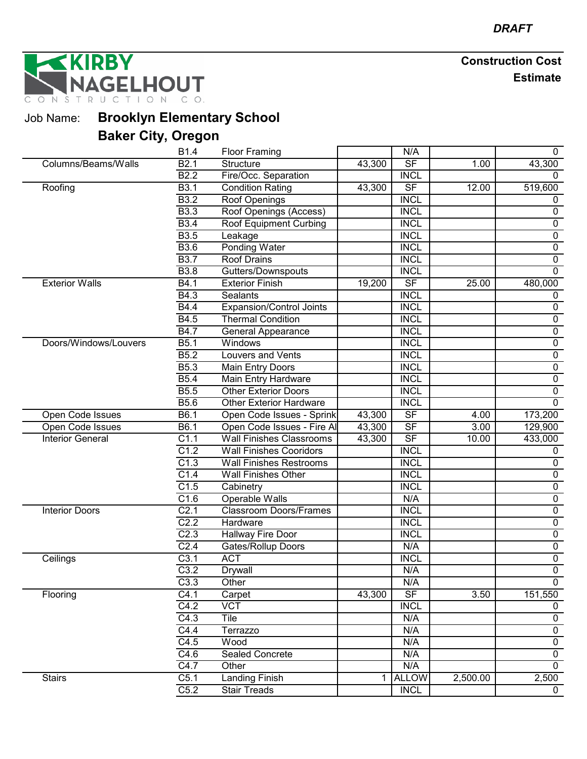*DRAFT*

KIRBY NAGELHOUT CONSTRUCTION CO.

**Construction Cost Estimate**

Job Name: **Brooklyn Elementary School**
**Baker City, Oregon**

| | | | | | | |
|---|---|---|---|---|---|---|
| | B1.4 | Floor Framing | | N/A | | 0 |
| Columns/Beams/Walls | B2.1 | Structure | 43,300 | SF | 1.00 | 43,300 |
| | B2.2 | Fire/Occ. Separation | | INCL | | 0 |
| Roofing | B3.1 | Condition Rating | 43,300 | SF | 12.00 | 519,600 |
| | B3.2 | Roof Openings | | INCL | | 0 |
| | B3.3 | Roof Openings (Access) | | INCL | | 0 |
| | B3.4 | Roof Equipment Curbing | | INCL | | 0 |
| | B3.5 | Leakage | | INCL | | 0 |
| | B3.6 | Ponding Water | | INCL | | 0 |
| | B3.7 | Roof Drains | | INCL | | 0 |
| | B3.8 | Gutters/Downspouts | | INCL | | 0 |
| Exterior Walls | B4.1 | Exterior Finish | 19,200 | SF | 25.00 | 480,000 |
| | B4.3 | Sealants | | INCL | | 0 |
| | B4.4 | Expansion/Control Joints | | INCL | | 0 |
| | B4.5 | Thermal Condition | | INCL | | 0 |
| | B4.7 | General Appearance | | INCL | | 0 |
| Doors/Windows/Louvers | B5.1 | Windows | | INCL | | 0 |
| | B5.2 | Louvers and Vents | | INCL | | 0 |
| | B5.3 | Main Entry Doors | | INCL | | 0 |
| | B5.4 | Main Entry Hardware | | INCL | | 0 |
| | B5.5 | Other Exterior Doors | | INCL | | 0 |
| | B5.6 | Other Exterior Hardware | | INCL | | 0 |
| Open Code Issues | B6.1 | Open Code Issues - Sprink | 43,300 | SF | 4.00 | 173,200 |
| Open Code Issues | B6.1 | Open Code Issues - Fire Al | 43,300 | SF | 3.00 | 129,900 |
| Interior General | C1.1 | Wall Finishes Classrooms | 43,300 | SF | 10.00 | 433,000 |
| | C1.2 | Wall Finishes Cooridors | | INCL | | 0 |
| | C1.3 | Wall Finishes Restrooms | | INCL | | 0 |
| | C1.4 | Wall Finishes Other | | INCL | | 0 |
| | C1.5 | Cabinetry | | INCL | | 0 |
| | C1.6 | Operable Walls | | N/A | | 0 |
| Interior Doors | C2.1 | Classroom Doors/Frames | | INCL | | 0 |
| | C2.2 | Hardware | | INCL | | 0 |
| | C2.3 | Hallway Fire Door | | INCL | | 0 |
| | C2.4 | Gates/Rollup Doors | | N/A | | 0 |
| Ceilings | C3.1 | ACT | | INCL | | 0 |
| | C3.2 | Drywall | | N/A | | 0 |
| | C3.3 | Other | | N/A | | 0 |
| Flooring | C4.1 | Carpet | 43,300 | SF | 3.50 | 151,550 |
| | C4.2 | VCT | | INCL | | 0 |
| | C4.3 | Tile | | N/A | | 0 |
| | C4.4 | Terrazzo | | N/A | | 0 |
| | C4.5 | Wood | | N/A | | 0 |
| | C4.6 | Sealed Concrete | | N/A | | 0 |
| | C4.7 | Other | | N/A | | 0 |
| Stairs | C5.1 | Landing Finish | 1 | ALLOW | 2,500.00 | 2,500 |
| | C5.2 | Stair Treads | | INCL | | 0 |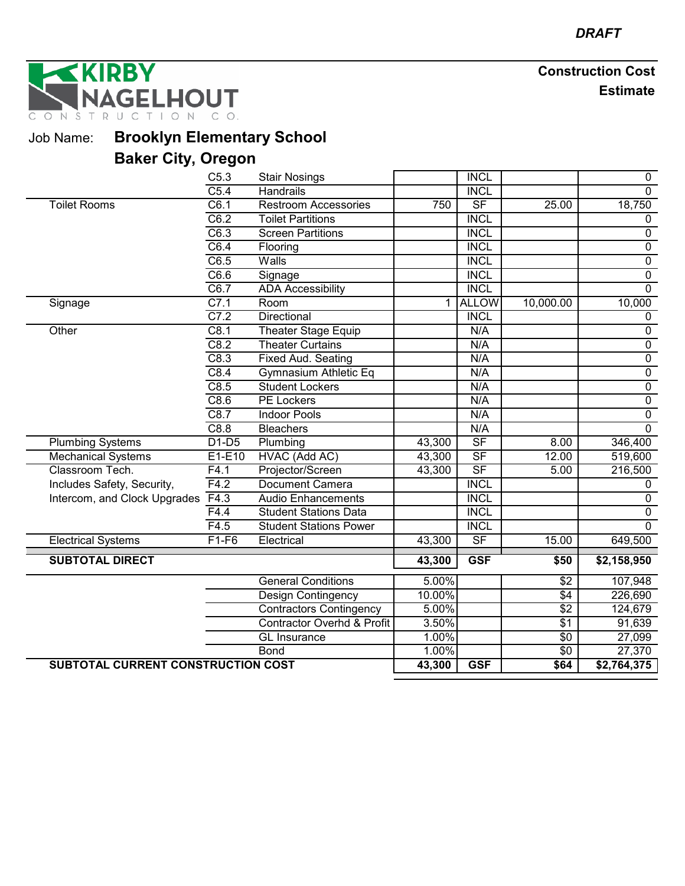*DRAFT*

KIRBY NAGELHOUT CONSTRUCTION CO.

**Construction Cost Estimate**

Job Name: **Brooklyn Elementary School**
**Baker City, Oregon**

| | | | | | | |
|---|---|---|---|---|---|---|
| | C5.3 | Stair Nosings | | INCL | | 0 |
| | C5.4 | Handrails | | INCL | | 0 |
| Toilet Rooms | C6.1 | Restroom Accessories | 750 | SF | 25.00 | 18,750 |
| | C6.2 | Toilet Partitions | | INCL | | 0 |
| | C6.3 | Screen Partitions | | INCL | | 0 |
| | C6.4 | Flooring | | INCL | | 0 |
| | C6.5 | Walls | | INCL | | 0 |
| | C6.6 | Signage | | INCL | | 0 |
| | C6.7 | ADA Accessibility | | INCL | | 0 |
| Signage | C7.1 | Room | 1 | ALLOW | 10,000.00 | 10,000 |
| | C7.2 | Directional | | INCL | | 0 |
| Other | C8.1 | Theater Stage Equip | | N/A | | 0 |
| | C8.2 | Theater Curtains | | N/A | | 0 |
| | C8.3 | Fixed Aud. Seating | | N/A | | 0 |
| | C8.4 | Gymnasium Athletic Eq | | N/A | | 0 |
| | C8.5 | Student Lockers | | N/A | | 0 |
| | C8.6 | PE Lockers | | N/A | | 0 |
| | C8.7 | Indoor Pools | | N/A | | 0 |
| | C8.8 | Bleachers | | N/A | | 0 |
| Plumbing Systems | D1-D5 | Plumbing | 43,300 | SF | 8.00 | 346,400 |
| Mechanical Systems | E1-E10 | HVAC (Add AC) | 43,300 | SF | 12.00 | 519,600 |
| Classroom Tech. | F4.1 | Projector/Screen | 43,300 | SF | 5.00 | 216,500 |
| Includes Safety, Security, | F4.2 | Document Camera | | INCL | | 0 |
| Intercom, and Clock Upgrades | F4.3 | Audio Enhancements | | INCL | | 0 |
| | F4.4 | Student Stations Data | | INCL | | 0 |
| | F4.5 | Student Stations Power | | INCL | | 0 |
| Electrical Systems | F1-F6 | Electrical | 43,300 | SF | 15.00 | 649,500 |
| **SUBTOTAL DIRECT** | | | **43,300** | **GSF** | **$50** | **$2,158,950** |
| | | General Conditions | 5.00% | | $2 | 107,948 |
| | | Design Contingency | 10.00% | | $4 | 226,690 |
| | | Contractors Contingency | 5.00% | | $2 | 124,679 |
| | | Contractor Overhd & Profit | 3.50% | | $1 | 91,639 |
| | | GL Insurance | 1.00% | | $0 | 27,099 |
| | | Bond | 1.00% | | $0 | 27,370 |
| **SUBTOTAL CURRENT CONSTRUCTION COST** | | | **43,300** | **GSF** | **$64** | **$2,764,375** |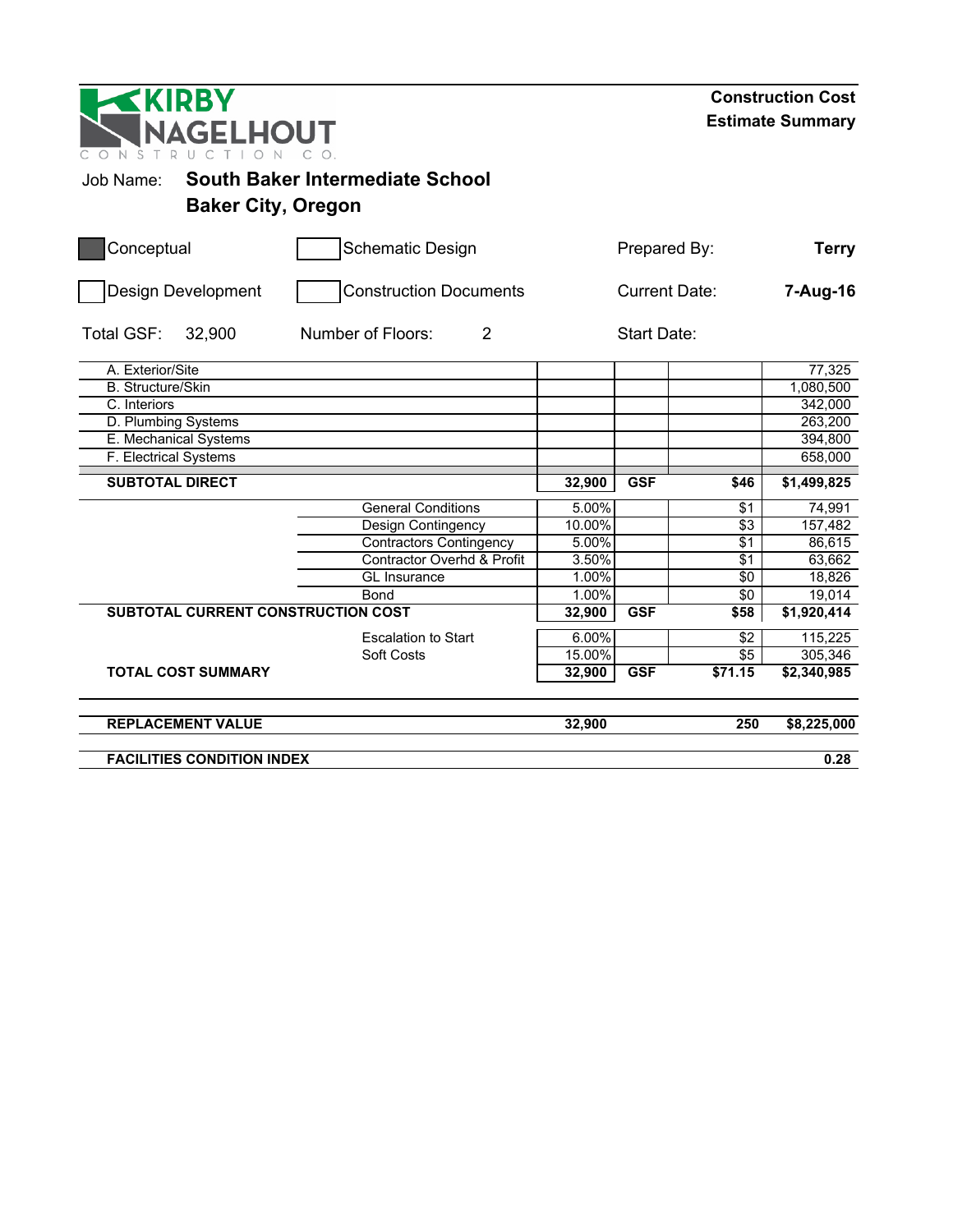KIRBY NAGELHOUT CONSTRUCTION CO.

**Construction Cost Estimate Summary**

Job Name: **South Baker Intermediate School**
**Baker City, Oregon**

| | | | |
|---|---|---|---|
| [x] Conceptual | [ ] Schematic Design | Prepared By: | **Terry** |
| [ ] Design Development | [ ] Construction Documents | Current Date: | **7-Aug-16** |
| Total GSF: 32,900 | Number of Floors: 2 | Start Date: | |

| | | | | | |
|---|---|---|---|---|---|
| A. Exterior/Site | | | | | 77,325 |
| B. Structure/Skin | | | | | 1,080,500 |
| C. Interiors | | | | | 342,000 |
| D. Plumbing Systems | | | | | 263,200 |
| E. Mechanical Systems | | | | | 394,800 |
| F. Electrical Systems | | | | | 658,000 |
| **SUBTOTAL DIRECT** | | **32,900** | **GSF** | **$46** | **$1,499,825** |
| | General Conditions | 5.00% | | $1 | 74,991 |
| | Design Contingency | 10.00% | | $3 | 157,482 |
| | Contractors Contingency | 5.00% | | $1 | 86,615 |
| | Contractor Overhd & Profit | 3.50% | | $1 | 63,662 |
| | GL Insurance | 1.00% | | $0 | 18,826 |
| | Bond | 1.00% | | $0 | 19,014 |
| **SUBTOTAL CURRENT CONSTRUCTION COST** | | **32,900** | **GSF** | **$58** | **$1,920,414** |
| | Escalation to Start | 6.00% | | $2 | 115,225 |
| | Soft Costs | 15.00% | | $5 | 305,346 |
| **TOTAL COST SUMMARY** | | **32,900** | **GSF** | **$71.15** | **$2,340,985** |
| **REPLACEMENT VALUE** | | **32,900** | | **250** | **$8,225,000** |
| **FACILITIES CONDITION INDEX** | | | | | **0.28** |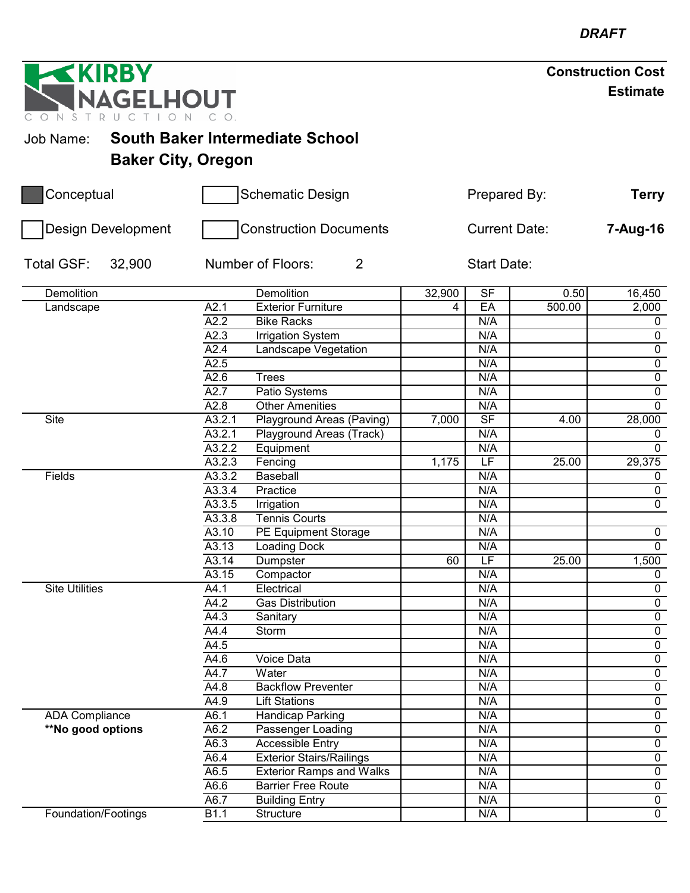*DRAFT*

KIRBY NAGELHOUT CONSTRUCTION CO.

**Construction Cost Estimate**

Job Name: **South Baker Intermediate School**
**Baker City, Oregon**

| | | | |
|---|---|---|---|
| [x] Conceptual | [ ] Schematic Design | Prepared By: | **Terry** |
| [ ] Design Development | [ ] Construction Documents | Current Date: | **7-Aug-16** |
| Total GSF: 32,900 | Number of Floors: 2 | Start Date: | |

| Category | Code | Description | Qty | Unit | Rate | Total |
|---|---|---|---|---|---|---|
| Demolition | | Demolition | 32,900 | SF | 0.50 | 16,450 |
| Landscape | A2.1 | Exterior Furniture | 4 | EA | 500.00 | 2,000 |
| | A2.2 | Bike Racks | | N/A | | 0 |
| | A2.3 | Irrigation System | | N/A | | 0 |
| | A2.4 | Landscape Vegetation | | N/A | | 0 |
| | A2.5 | | | N/A | | 0 |
| | A2.6 | Trees | | N/A | | 0 |
| | A2.7 | Patio Systems | | N/A | | 0 |
| | A2.8 | Other Amenities | | N/A | | 0 |
| Site | A3.2.1 | Playground Areas (Paving) | 7,000 | SF | 4.00 | 28,000 |
| | A3.2.1 | Playground Areas (Track) | | N/A | | 0 |
| | A3.2.2 | Equipment | | N/A | | 0 |
| | A3.2.3 | Fencing | 1,175 | LF | 25.00 | 29,375 |
| Fields | A3.3.2 | Baseball | | N/A | | 0 |
| | A3.3.4 | Practice | | N/A | | 0 |
| | A3.3.5 | Irrigation | | N/A | | 0 |
| | A3.3.8 | Tennis Courts | | N/A | | |
| | A3.10 | PE Equipment Storage | | N/A | | 0 |
| | A3.13 | Loading Dock | | N/A | | 0 |
| | A3.14 | Dumpster | 60 | LF | 25.00 | 1,500 |
| | A3.15 | Compactor | | N/A | | 0 |
| Site Utilities | A4.1 | Electrical | | N/A | | 0 |
| | A4.2 | Gas Distribution | | N/A | | 0 |
| | A4.3 | Sanitary | | N/A | | 0 |
| | A4.4 | Storm | | N/A | | 0 |
| | A4.5 | | | N/A | | 0 |
| | A4.6 | Voice Data | | N/A | | 0 |
| | A4.7 | Water | | N/A | | 0 |
| | A4.8 | Backflow Preventer | | N/A | | 0 |
| | A4.9 | Lift Stations | | N/A | | 0 |
| ADA Compliance | A6.1 | Handicap Parking | | N/A | | 0 |
| **\*\*No good options** | A6.2 | Passenger Loading | | N/A | | 0 |
| | A6.3 | Accessible Entry | | N/A | | 0 |
| | A6.4 | Exterior Stairs/Railings | | N/A | | 0 |
| | A6.5 | Exterior Ramps and Walks | | N/A | | 0 |
| | A6.6 | Barrier Free Route | | N/A | | 0 |
| | A6.7 | Building Entry | | N/A | | 0 |
| Foundation/Footings | B1.1 | Structure | | N/A | | 0 |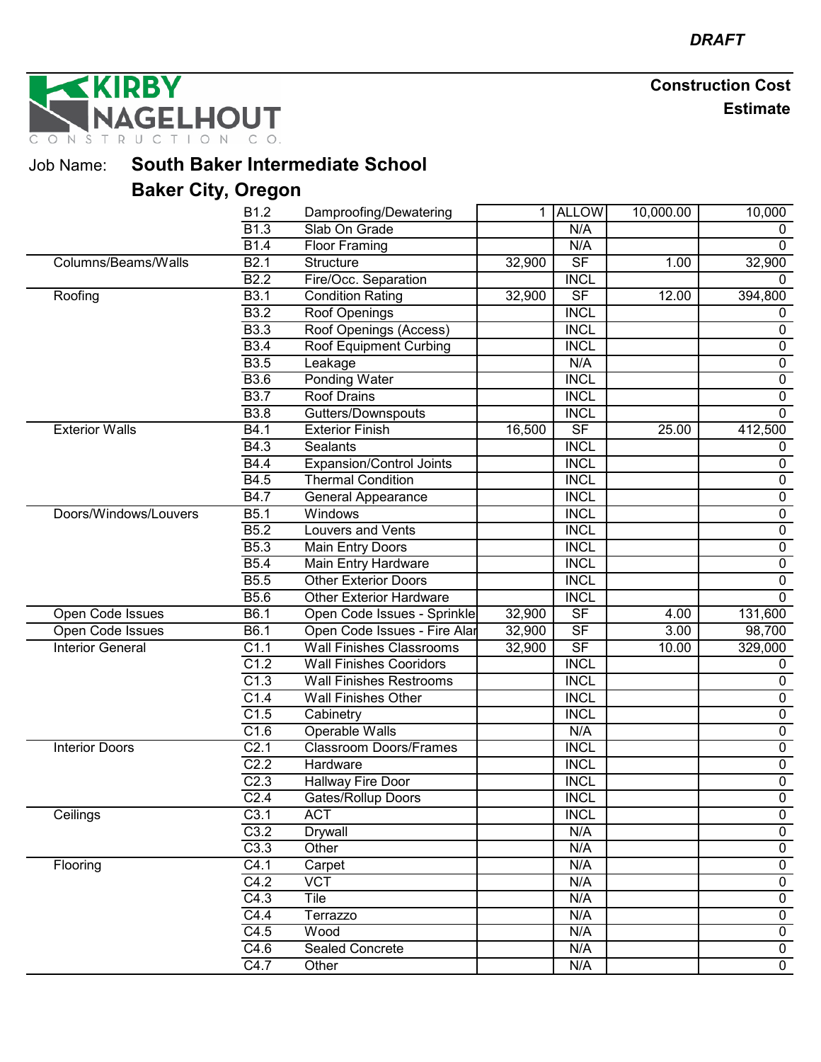*DRAFT*

**Construction Cost Estimate**

KIRBY NAGELHOUT CONSTRUCTION CO.

Job Name: **South Baker Intermediate School**

**Baker City, Oregon**

| | | | | | | |
|---|---|---|---|---|---|---|
| | B1.2 | Damproofing/Dewatering | 1 | ALLOW | 10,000.00 | 10,000 |
| | B1.3 | Slab On Grade | | N/A | | 0 |
| | B1.4 | Floor Framing | | N/A | | 0 |
| Columns/Beams/Walls | B2.1 | Structure | 32,900 | SF | 1.00 | 32,900 |
| | B2.2 | Fire/Occ. Separation | | INCL | | 0 |
| Roofing | B3.1 | Condition Rating | 32,900 | SF | 12.00 | 394,800 |
| | B3.2 | Roof Openings | | INCL | | 0 |
| | B3.3 | Roof Openings (Access) | | INCL | | 0 |
| | B3.4 | Roof Equipment Curbing | | INCL | | 0 |
| | B3.5 | Leakage | | N/A | | 0 |
| | B3.6 | Ponding Water | | INCL | | 0 |
| | B3.7 | Roof Drains | | INCL | | 0 |
| | B3.8 | Gutters/Downspouts | | INCL | | 0 |
| Exterior Walls | B4.1 | Exterior Finish | 16,500 | SF | 25.00 | 412,500 |
| | B4.3 | Sealants | | INCL | | 0 |
| | B4.4 | Expansion/Control Joints | | INCL | | 0 |
| | B4.5 | Thermal Condition | | INCL | | 0 |
| | B4.7 | General Appearance | | INCL | | 0 |
| Doors/Windows/Louvers | B5.1 | Windows | | INCL | | 0 |
| | B5.2 | Louvers and Vents | | INCL | | 0 |
| | B5.3 | Main Entry Doors | | INCL | | 0 |
| | B5.4 | Main Entry Hardware | | INCL | | 0 |
| | B5.5 | Other Exterior Doors | | INCL | | 0 |
| | B5.6 | Other Exterior Hardware | | INCL | | 0 |
| Open Code Issues | B6.1 | Open Code Issues - Sprinkle | 32,900 | SF | 4.00 | 131,600 |
| Open Code Issues | B6.1 | Open Code Issues - Fire Alar | 32,900 | SF | 3.00 | 98,700 |
| Interior General | C1.1 | Wall Finishes Classrooms | 32,900 | SF | 10.00 | 329,000 |
| | C1.2 | Wall Finishes Cooridors | | INCL | | 0 |
| | C1.3 | Wall Finishes Restrooms | | INCL | | 0 |
| | C1.4 | Wall Finishes Other | | INCL | | 0 |
| | C1.5 | Cabinetry | | INCL | | 0 |
| | C1.6 | Operable Walls | | N/A | | 0 |
| Interior Doors | C2.1 | Classroom Doors/Frames | | INCL | | 0 |
| | C2.2 | Hardware | | INCL | | 0 |
| | C2.3 | Hallway Fire Door | | INCL | | 0 |
| | C2.4 | Gates/Rollup Doors | | INCL | | 0 |
| Ceilings | C3.1 | ACT | | INCL | | 0 |
| | C3.2 | Drywall | | N/A | | 0 |
| | C3.3 | Other | | N/A | | 0 |
| Flooring | C4.1 | Carpet | | N/A | | 0 |
| | C4.2 | VCT | | N/A | | 0 |
| | C4.3 | Tile | | N/A | | 0 |
| | C4.4 | Terrazzo | | N/A | | 0 |
| | C4.5 | Wood | | N/A | | 0 |
| | C4.6 | Sealed Concrete | | N/A | | 0 |
| | C4.7 | Other | | N/A | | 0 |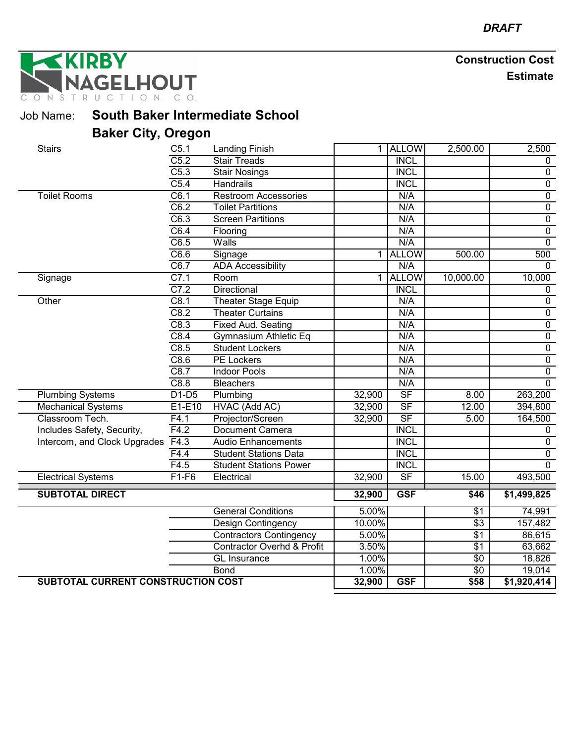*DRAFT*

**KIRBY NAGELHOUT CONSTRUCTION CO.**

**Construction Cost Estimate**

Job Name: **South Baker Intermediate School**

**Baker City, Oregon**

| | | | | | | |
|---|---|---|---|---|---|---|
| Stairs | C5.1 | Landing Finish | 1 | ALLOW | 2,500.00 | 2,500 |
| | C5.2 | Stair Treads | | INCL | | 0 |
| | C5.3 | Stair Nosings | | INCL | | 0 |
| | C5.4 | Handrails | | INCL | | 0 |
| Toilet Rooms | C6.1 | Restroom Accessories | | N/A | | 0 |
| | C6.2 | Toilet Partitions | | N/A | | 0 |
| | C6.3 | Screen Partitions | | N/A | | 0 |
| | C6.4 | Flooring | | N/A | | 0 |
| | C6.5 | Walls | | N/A | | 0 |
| | C6.6 | Signage | 1 | ALLOW | 500.00 | 500 |
| | C6.7 | ADA Accessibility | | N/A | | 0 |
| Signage | C7.1 | Room | 1 | ALLOW | 10,000.00 | 10,000 |
| | C7.2 | Directional | | INCL | | 0 |
| Other | C8.1 | Theater Stage Equip | | N/A | | 0 |
| | C8.2 | Theater Curtains | | N/A | | 0 |
| | C8.3 | Fixed Aud. Seating | | N/A | | 0 |
| | C8.4 | Gymnasium Athletic Eq | | N/A | | 0 |
| | C8.5 | Student Lockers | | N/A | | 0 |
| | C8.6 | PE Lockers | | N/A | | 0 |
| | C8.7 | Indoor Pools | | N/A | | 0 |
| | C8.8 | Bleachers | | N/A | | 0 |
| Plumbing Systems | D1-D5 | Plumbing | 32,900 | SF | 8.00 | 263,200 |
| Mechanical Systems | E1-E10 | HVAC (Add AC) | 32,900 | SF | 12.00 | 394,800 |
| Classroom Tech. | F4.1 | Projector/Screen | 32,900 | SF | 5.00 | 164,500 |
| Includes Safety, Security, | F4.2 | Document Camera | | INCL | | 0 |
| Intercom, and Clock Upgrades | F4.3 | Audio Enhancements | | INCL | | 0 |
| | F4.4 | Student Stations Data | | INCL | | 0 |
| | F4.5 | Student Stations Power | | INCL | | 0 |
| Electrical Systems | F1-F6 | Electrical | 32,900 | SF | 15.00 | 493,500 |
| **SUBTOTAL DIRECT** | | | **32,900** | **GSF** | **$46** | **$1,499,825** |
| | | General Conditions | 5.00% | | $1 | 74,991 |
| | | Design Contingency | 10.00% | | $3 | 157,482 |
| | | Contractors Contingency | 5.00% | | $1 | 86,615 |
| | | Contractor Overhd & Profit | 3.50% | | $1 | 63,662 |
| | | GL Insurance | 1.00% | | $0 | 18,826 |
| | | Bond | 1.00% | | $0 | 19,014 |
| **SUBTOTAL CURRENT CONSTRUCTION COST** | | | **32,900** | **GSF** | **$58** | **$1,920,414** |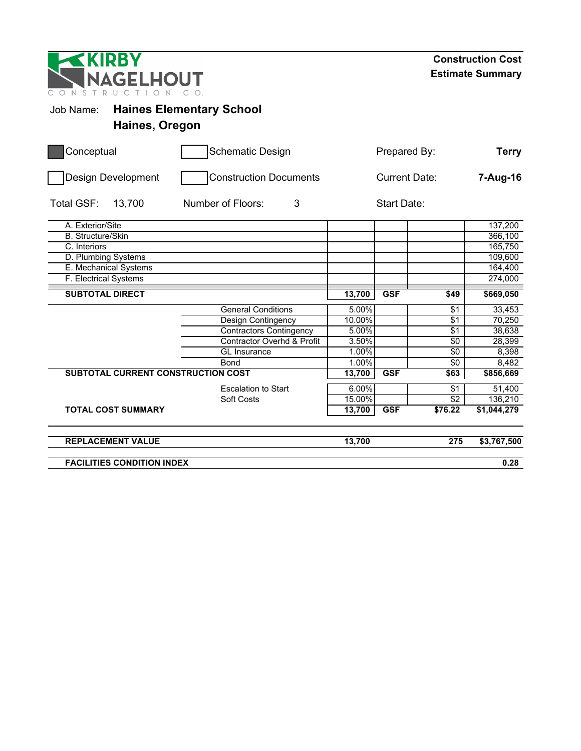**KIRBY NAGELHOUT CONSTRUCTION CO.**

**Construction Cost Estimate Summary**

Job Name: **Haines Elementary School**
**Haines, Oregon**

| | | | |
|---|---|---|---|
| ■ Conceptual | ☐ Schematic Design | Prepared By: | **Terry** |
| ☐ Design Development | ☐ Construction Documents | Current Date: | **7-Aug-16** |
| Total GSF: 13,700 | Number of Floors: 3 | Start Date: | |

| Item | | | | | |
|---|---|---|---|---|---|
| A. Exterior/Site | | | | | 137,200 |
| B. Structure/Skin | | | | | 366,100 |
| C. Interiors | | | | | 165,750 |
| D. Plumbing Systems | | | | | 109,600 |
| E. Mechanical Systems | | | | | 164,400 |
| F. Electrical Systems | | | | | 274,000 |
| **SUBTOTAL DIRECT** | | **13,700** | **GSF** | **$49** | **$669,050** |
| | General Conditions | 5.00% | | $1 | 33,453 |
| | Design Contingency | 10.00% | | $1 | 70,250 |
| | Contractors Contingency | 5.00% | | $1 | 38,638 |
| | Contractor Overhd & Profit | 3.50% | | $0 | 28,399 |
| | GL Insurance | 1.00% | | $0 | 8,398 |
| | Bond | 1.00% | | $0 | 8,482 |
| **SUBTOTAL CURRENT CONSTRUCTION COST** | | **13,700** | **GSF** | **$63** | **$856,669** |
| | Escalation to Start | 6.00% | | $1 | 51,400 |
| | Soft Costs | 15.00% | | $2 | 136,210 |
| **TOTAL COST SUMMARY** | | **13,700** | **GSF** | **$76.22** | **$1,044,279** |
| **REPLACEMENT VALUE** | | **13,700** | | **275** | **$3,767,500** |
| **FACILITIES CONDITION INDEX** | | | | | **0.28** |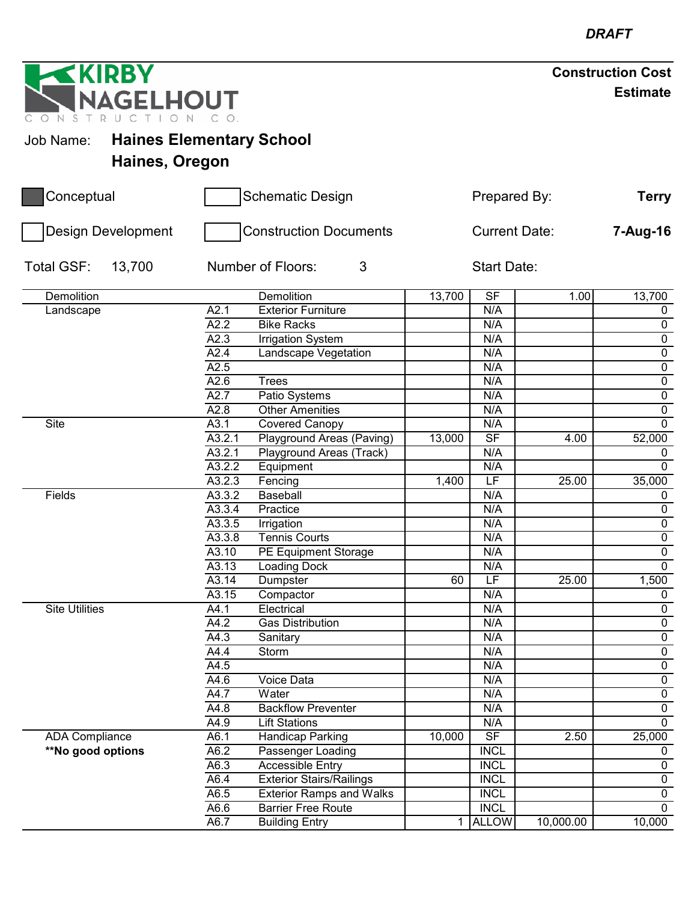*DRAFT*

**KIRBY NAGELHOUT**
CONSTRUCTION CO.

**Construction Cost Estimate**

Job Name: **Haines Elementary School**
**Haines, Oregon**

| | | | |
|---|---|---|---|
| ■ Conceptual | ☐ Schematic Design | Prepared By: | **Terry** |
| ☐ Design Development | ☐ Construction Documents | Current Date: | **7-Aug-16** |
| Total GSF: 13,700 | Number of Floors: 3 | Start Date: | |

| Category | Code | Item | Quantity | Unit | Unit Cost | Total |
|---|---|---|---|---|---|---|
| Demolition | | Demolition | 13,700 | SF | 1.00 | 13,700 |
| Landscape | A2.1 | Exterior Furniture | | N/A | | 0 |
| | A2.2 | Bike Racks | | N/A | | 0 |
| | A2.3 | Irrigation System | | N/A | | 0 |
| | A2.4 | Landscape Vegetation | | N/A | | 0 |
| | A2.5 | | | N/A | | 0 |
| | A2.6 | Trees | | N/A | | 0 |
| | A2.7 | Patio Systems | | N/A | | 0 |
| | A2.8 | Other Amenities | | N/A | | 0 |
| Site | A3.1 | Covered Canopy | | N/A | | 0 |
| | A3.2.1 | Playground Areas (Paving) | 13,000 | SF | 4.00 | 52,000 |
| | A3.2.1 | Playground Areas (Track) | | N/A | | 0 |
| | A3.2.2 | Equipment | | N/A | | 0 |
| | A3.2.3 | Fencing | 1,400 | LF | 25.00 | 35,000 |
| Fields | A3.3.2 | Baseball | | N/A | | 0 |
| | A3.3.4 | Practice | | N/A | | 0 |
| | A3.3.5 | Irrigation | | N/A | | 0 |
| | A3.3.8 | Tennis Courts | | N/A | | 0 |
| | A3.10 | PE Equipment Storage | | N/A | | 0 |
| | A3.13 | Loading Dock | | N/A | | 0 |
| | A3.14 | Dumpster | 60 | LF | 25.00 | 1,500 |
| | A3.15 | Compactor | | N/A | | 0 |
| Site Utilities | A4.1 | Electrical | | N/A | | 0 |
| | A4.2 | Gas Distribution | | N/A | | 0 |
| | A4.3 | Sanitary | | N/A | | 0 |
| | A4.4 | Storm | | N/A | | 0 |
| | A4.5 | | | N/A | | 0 |
| | A4.6 | Voice Data | | N/A | | 0 |
| | A4.7 | Water | | N/A | | 0 |
| | A4.8 | Backflow Preventer | | N/A | | 0 |
| | A4.9 | Lift Stations | | N/A | | 0 |
| ADA Compliance | A6.1 | Handicap Parking | 10,000 | SF | 2.50 | 25,000 |
| **\*\*No good options** | A6.2 | Passenger Loading | | INCL | | 0 |
| | A6.3 | Accessible Entry | | INCL | | 0 |
| | A6.4 | Exterior Stairs/Railings | | INCL | | 0 |
| | A6.5 | Exterior Ramps and Walks | | INCL | | 0 |
| | A6.6 | Barrier Free Route | | INCL | | 0 |
| | A6.7 | Building Entry | 1 | ALLOW | 10,000.00 | 10,000 |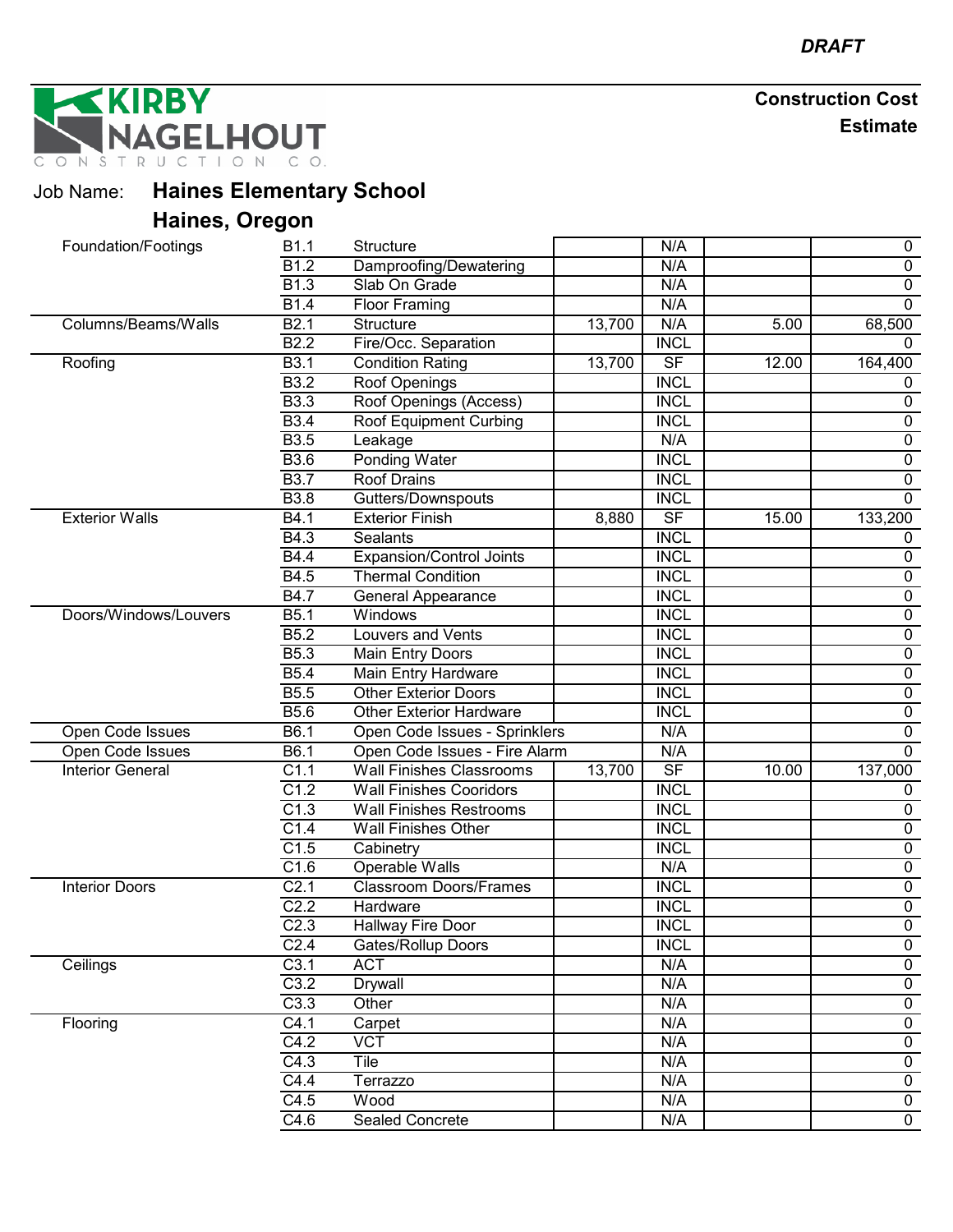*DRAFT*

KIRBY NAGELHOUT CONSTRUCTION CO.

**Construction Cost Estimate**

Job Name: **Haines Elementary School**
**Haines, Oregon**

| | | | | | | |
|---|---|---|---|---|---|---|
| Foundation/Footings | B1.1 | Structure | | N/A | | 0 |
| | B1.2 | Dampproofing/Dewatering | | N/A | | 0 |
| | B1.3 | Slab On Grade | | N/A | | 0 |
| | B1.4 | Floor Framing | | N/A | | 0 |
| Columns/Beams/Walls | B2.1 | Structure | 13,700 | N/A | 5.00 | 68,500 |
| | B2.2 | Fire/Occ. Separation | | INCL | | 0 |
| Roofing | B3.1 | Condition Rating | 13,700 | SF | 12.00 | 164,400 |
| | B3.2 | Roof Openings | | INCL | | 0 |
| | B3.3 | Roof Openings (Access) | | INCL | | 0 |
| | B3.4 | Roof Equipment Curbing | | INCL | | 0 |
| | B3.5 | Leakage | | N/A | | 0 |
| | B3.6 | Ponding Water | | INCL | | 0 |
| | B3.7 | Roof Drains | | INCL | | 0 |
| | B3.8 | Gutters/Downspouts | | INCL | | 0 |
| Exterior Walls | B4.1 | Exterior Finish | 8,880 | SF | 15.00 | 133,200 |
| | B4.3 | Sealants | | INCL | | 0 |
| | B4.4 | Expansion/Control Joints | | INCL | | 0 |
| | B4.5 | Thermal Condition | | INCL | | 0 |
| | B4.7 | General Appearance | | INCL | | 0 |
| Doors/Windows/Louvers | B5.1 | Windows | | INCL | | 0 |
| | B5.2 | Louvers and Vents | | INCL | | 0 |
| | B5.3 | Main Entry Doors | | INCL | | 0 |
| | B5.4 | Main Entry Hardware | | INCL | | 0 |
| | B5.5 | Other Exterior Doors | | INCL | | 0 |
| | B5.6 | Other Exterior Hardware | | INCL | | 0 |
| Open Code Issues | B6.1 | Open Code Issues - Sprinklers | | N/A | | 0 |
| Open Code Issues | B6.1 | Open Code Issues - Fire Alarm | | N/A | | 0 |
| Interior General | C1.1 | Wall Finishes Classrooms | 13,700 | SF | 10.00 | 137,000 |
| | C1.2 | Wall Finishes Cooridors | | INCL | | 0 |
| | C1.3 | Wall Finishes Restrooms | | INCL | | 0 |
| | C1.4 | Wall Finishes Other | | INCL | | 0 |
| | C1.5 | Cabinetry | | INCL | | 0 |
| | C1.6 | Operable Walls | | N/A | | 0 |
| Interior Doors | C2.1 | Classroom Doors/Frames | | INCL | | 0 |
| | C2.2 | Hardware | | INCL | | 0 |
| | C2.3 | Hallway Fire Door | | INCL | | 0 |
| | C2.4 | Gates/Rollup Doors | | INCL | | 0 |
| Ceilings | C3.1 | ACT | | N/A | | 0 |
| | C3.2 | Drywall | | N/A | | 0 |
| | C3.3 | Other | | N/A | | 0 |
| Flooring | C4.1 | Carpet | | N/A | | 0 |
| | C4.2 | VCT | | N/A | | 0 |
| | C4.3 | Tile | | N/A | | 0 |
| | C4.4 | Terrazzo | | N/A | | 0 |
| | C4.5 | Wood | | N/A | | 0 |
| | C4.6 | Sealed Concrete | | N/A | | 0 |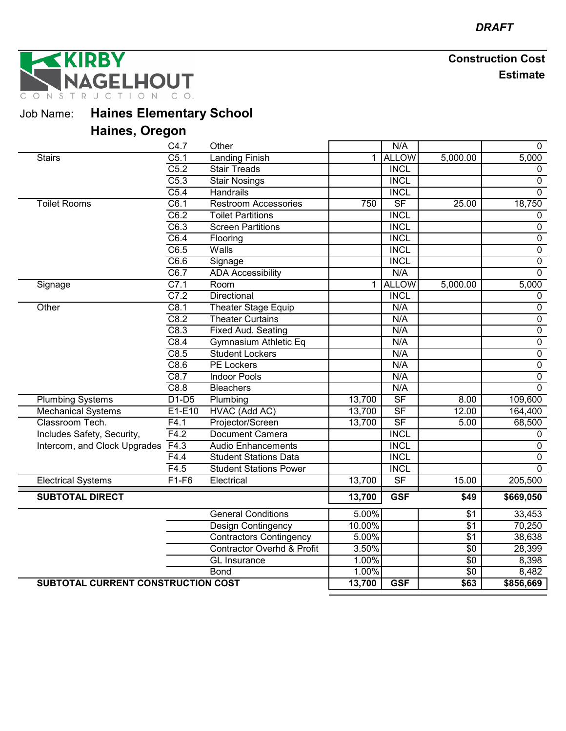*DRAFT*

KIRBY NAGELHOUT CONSTRUCTION CO.

**Construction Cost Estimate**

Job Name: **Haines Elementary School**

**Haines, Oregon**

| | | | | | | |
|---|---|---|---|---|---|---|
| | C4.7 | Other | | N/A | | 0 |
| Stairs | C5.1 | Landing Finish | 1 | ALLOW | 5,000.00 | 5,000 |
| | C5.2 | Stair Treads | | INCL | | 0 |
| | C5.3 | Stair Nosings | | INCL | | 0 |
| | C5.4 | Handrails | | INCL | | 0 |
| Toilet Rooms | C6.1 | Restroom Accessories | 750 | SF | 25.00 | 18,750 |
| | C6.2 | Toilet Partitions | | INCL | | 0 |
| | C6.3 | Screen Partitions | | INCL | | 0 |
| | C6.4 | Flooring | | INCL | | 0 |
| | C6.5 | Walls | | INCL | | 0 |
| | C6.6 | Signage | | INCL | | 0 |
| | C6.7 | ADA Accessibility | | N/A | | 0 |
| Signage | C7.1 | Room | 1 | ALLOW | 5,000.00 | 5,000 |
| | C7.2 | Directional | | INCL | | 0 |
| Other | C8.1 | Theater Stage Equip | | N/A | | 0 |
| | C8.2 | Theater Curtains | | N/A | | 0 |
| | C8.3 | Fixed Aud. Seating | | N/A | | 0 |
| | C8.4 | Gymnasium Athletic Eq | | N/A | | 0 |
| | C8.5 | Student Lockers | | N/A | | 0 |
| | C8.6 | PE Lockers | | N/A | | 0 |
| | C8.7 | Indoor Pools | | N/A | | 0 |
| | C8.8 | Bleachers | | N/A | | 0 |
| Plumbing Systems | D1-D5 | Plumbing | 13,700 | SF | 8.00 | 109,600 |
| Mechanical Systems | E1-E10 | HVAC (Add AC) | 13,700 | SF | 12.00 | 164,400 |
| Classroom Tech. | F4.1 | Projector/Screen | 13,700 | SF | 5.00 | 68,500 |
| Includes Safety, Security, | F4.2 | Document Camera | | INCL | | 0 |
| Intercom, and Clock Upgrades | F4.3 | Audio Enhancements | | INCL | | 0 |
| | F4.4 | Student Stations Data | | INCL | | 0 |
| | F4.5 | Student Stations Power | | INCL | | 0 |
| Electrical Systems | F1-F6 | Electrical | 13,700 | SF | 15.00 | 205,500 |
| **SUBTOTAL DIRECT** | | | **13,700** | **GSF** | **$49** | **$669,050** |
| | | General Conditions | 5.00% | | $1 | 33,453 |
| | | Design Contingency | 10.00% | | $1 | 70,250 |
| | | Contractors Contingency | 5.00% | | $1 | 38,638 |
| | | Contractor Overhd & Profit | 3.50% | | $0 | 28,399 |
| | | GL Insurance | 1.00% | | $0 | 8,398 |
| | | Bond | 1.00% | | $0 | 8,482 |
| **SUBTOTAL CURRENT CONSTRUCTION COST** | | | **13,700** | **GSF** | **$63** | **$856,669** |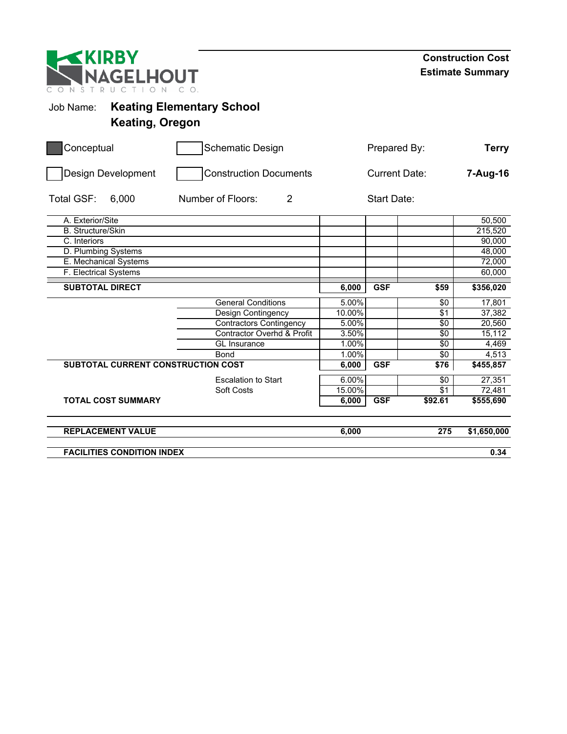KIRBY NAGELHOUT CONSTRUCTION CO.

**Construction Cost Estimate Summary**

Job Name: **Keating Elementary School**
**Keating, Oregon**

| | | | |
|---|---|---|---|
| ■ Conceptual | ☐ Schematic Design | Prepared By: | **Terry** |
| ☐ Design Development | ☐ Construction Documents | Current Date: | **7-Aug-16** |
| Total GSF: 6,000 | Number of Floors: 2 | Start Date: | |

| Item | | | | | |
|---|---|---|---|---|---|
| A. Exterior/Site | | | | | 50,500 |
| B. Structure/Skin | | | | | 215,520 |
| C. Interiors | | | | | 90,000 |
| D. Plumbing Systems | | | | | 48,000 |
| E. Mechanical Systems | | | | | 72,000 |
| F. Electrical Systems | | | | | 60,000 |
| **SUBTOTAL DIRECT** | | **6,000** | **GSF** | **$59** | **$356,020** |
| | General Conditions | 5.00% | | $0 | 17,801 |
| | Design Contingency | 10.00% | | $1 | 37,382 |
| | Contractors Contingency | 5.00% | | $0 | 20,560 |
| | Contractor Overhd & Profit | 3.50% | | $0 | 15,112 |
| | GL Insurance | 1.00% | | $0 | 4,469 |
| | Bond | 1.00% | | $0 | 4,513 |
| **SUBTOTAL CURRENT CONSTRUCTION COST** | | **6,000** | **GSF** | **$76** | **$455,857** |
| | Escalation to Start | 6.00% | | $0 | 27,351 |
| | Soft Costs | 15.00% | | $1 | 72,481 |
| **TOTAL COST SUMMARY** | | **6,000** | **GSF** | **$92.61** | **$555,690** |
| **REPLACEMENT VALUE** | | **6,000** | | **275** | **$1,650,000** |
| **FACILITIES CONDITION INDEX** | | | | | **0.34** |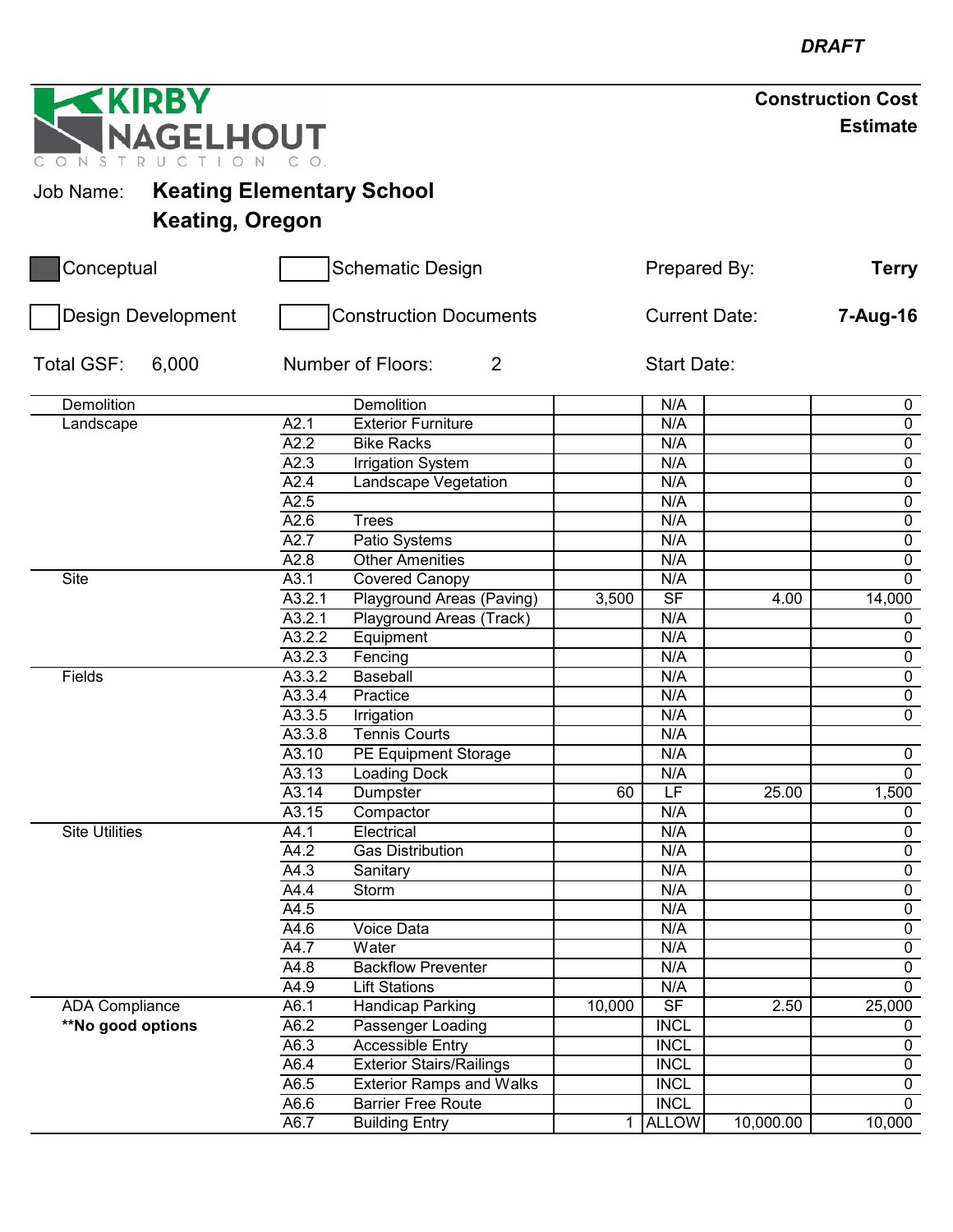*DRAFT*

**KIRBY NAGELHOUT**
CONSTRUCTION CO.

**Construction Cost Estimate**

Job Name: **Keating Elementary School**
**Keating, Oregon**

- [x] Conceptual
- [ ] Schematic Design
- [ ] Design Development
- [ ] Construction Documents

Prepared By: **Terry**
Current Date: **7-Aug-16**
Start Date:

Total GSF: 6,000
Number of Floors: 2

| Category | Code | Item | Qty | Unit | Unit Cost | Total |
|---|---|---|---|---|---|---|
| Demolition | | Demolition | | N/A | | 0 |
| Landscape | A2.1 | Exterior Furniture | | N/A | | 0 |
| | A2.2 | Bike Racks | | N/A | | 0 |
| | A2.3 | Irrigation System | | N/A | | 0 |
| | A2.4 | Landscape Vegetation | | N/A | | 0 |
| | A2.5 | | | N/A | | 0 |
| | A2.6 | Trees | | N/A | | 0 |
| | A2.7 | Patio Systems | | N/A | | 0 |
| | A2.8 | Other Amenities | | N/A | | 0 |
| Site | A3.1 | Covered Canopy | | N/A | | 0 |
| | A3.2.1 | Playground Areas (Paving) | 3,500 | SF | 4.00 | 14,000 |
| | A3.2.1 | Playground Areas (Track) | | N/A | | 0 |
| | A3.2.2 | Equipment | | N/A | | 0 |
| | A3.2.3 | Fencing | | N/A | | 0 |
| Fields | A3.3.2 | Baseball | | N/A | | 0 |
| | A3.3.4 | Practice | | N/A | | 0 |
| | A3.3.5 | Irrigation | | N/A | | 0 |
| | A3.3.8 | Tennis Courts | | N/A | | |
| | A3.10 | PE Equipment Storage | | N/A | | 0 |
| | A3.13 | Loading Dock | | N/A | | 0 |
| | A3.14 | Dumpster | 60 | LF | 25.00 | 1,500 |
| | A3.15 | Compactor | | N/A | | 0 |
| Site Utilities | A4.1 | Electrical | | N/A | | 0 |
| | A4.2 | Gas Distribution | | N/A | | 0 |
| | A4.3 | Sanitary | | N/A | | 0 |
| | A4.4 | Storm | | N/A | | 0 |
| | A4.5 | | | N/A | | 0 |
| | A4.6 | Voice Data | | N/A | | 0 |
| | A4.7 | Water | | N/A | | 0 |
| | A4.8 | Backflow Preventer | | N/A | | 0 |
| | A4.9 | Lift Stations | | N/A | | 0 |
| ADA Compliance | A6.1 | Handicap Parking | 10,000 | SF | 2.50 | 25,000 |
| **\*\*No good options** | A6.2 | Passenger Loading | | INCL | | 0 |
| | A6.3 | Accessible Entry | | INCL | | 0 |
| | A6.4 | Exterior Stairs/Railings | | INCL | | 0 |
| | A6.5 | Exterior Ramps and Walks | | INCL | | 0 |
| | A6.6 | Barrier Free Route | | INCL | | 0 |
| | A6.7 | Building Entry | 1 | ALLOW | 10,000.00 | 10,000 |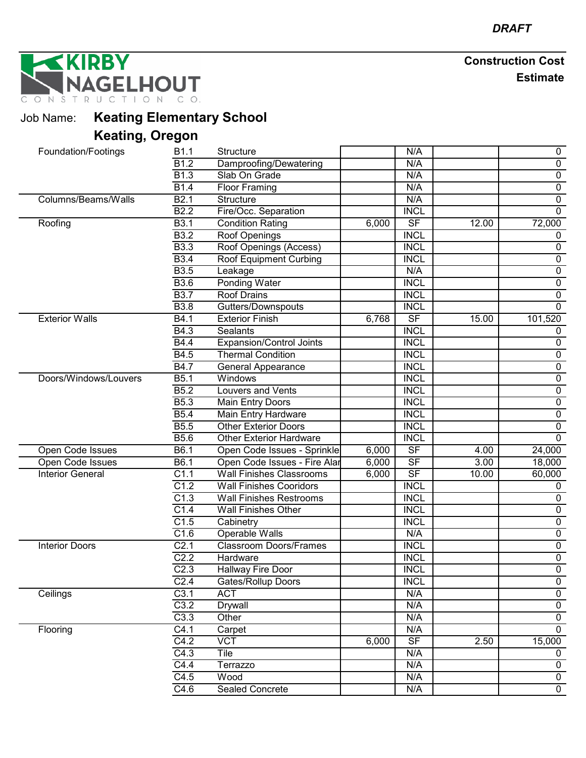*DRAFT*

**KIRBY NAGELHOUT CONSTRUCTION CO.**

**Construction Cost Estimate**

Job Name: **Keating Elementary School**

**Keating, Oregon**

| Category | Code | Item | Quantity | Unit | Unit Cost | Total |
|---|---|---|---|---|---|---|
| Foundation/Footings | B1.1 | Structure | | N/A | | 0 |
| | B1.2 | Dampproofing/Dewatering | | N/A | | 0 |
| | B1.3 | Slab On Grade | | N/A | | 0 |
| | B1.4 | Floor Framing | | N/A | | 0 |
| Columns/Beams/Walls | B2.1 | Structure | | N/A | | 0 |
| | B2.2 | Fire/Occ. Separation | | INCL | | 0 |
| Roofing | B3.1 | Condition Rating | 6,000 | SF | 12.00 | 72,000 |
| | B3.2 | Roof Openings | | INCL | | 0 |
| | B3.3 | Roof Openings (Access) | | INCL | | 0 |
| | B3.4 | Roof Equipment Curbing | | INCL | | 0 |
| | B3.5 | Leakage | | N/A | | 0 |
| | B3.6 | Ponding Water | | INCL | | 0 |
| | B3.7 | Roof Drains | | INCL | | 0 |
| | B3.8 | Gutters/Downspouts | | INCL | | 0 |
| Exterior Walls | B4.1 | Exterior Finish | 6,768 | SF | 15.00 | 101,520 |
| | B4.3 | Sealants | | INCL | | 0 |
| | B4.4 | Expansion/Control Joints | | INCL | | 0 |
| | B4.5 | Thermal Condition | | INCL | | 0 |
| | B4.7 | General Appearance | | INCL | | 0 |
| Doors/Windows/Louvers | B5.1 | Windows | | INCL | | 0 |
| | B5.2 | Louvers and Vents | | INCL | | 0 |
| | B5.3 | Main Entry Doors | | INCL | | 0 |
| | B5.4 | Main Entry Hardware | | INCL | | 0 |
| | B5.5 | Other Exterior Doors | | INCL | | 0 |
| | B5.6 | Other Exterior Hardware | | INCL | | 0 |
| Open Code Issues | B6.1 | Open Code Issues - Sprinkle | 6,000 | SF | 4.00 | 24,000 |
| Open Code Issues | B6.1 | Open Code Issues - Fire Alar | 6,000 | SF | 3.00 | 18,000 |
| Interior General | C1.1 | Wall Finishes Classrooms | 6,000 | SF | 10.00 | 60,000 |
| | C1.2 | Wall Finishes Cooridors | | INCL | | 0 |
| | C1.3 | Wall Finishes Restrooms | | INCL | | 0 |
| | C1.4 | Wall Finishes Other | | INCL | | 0 |
| | C1.5 | Cabinetry | | INCL | | 0 |
| | C1.6 | Operable Walls | | N/A | | 0 |
| Interior Doors | C2.1 | Classroom Doors/Frames | | INCL | | 0 |
| | C2.2 | Hardware | | INCL | | 0 |
| | C2.3 | Hallway Fire Door | | INCL | | 0 |
| | C2.4 | Gates/Rollup Doors | | INCL | | 0 |
| Ceilings | C3.1 | ACT | | N/A | | 0 |
| | C3.2 | Drywall | | N/A | | 0 |
| | C3.3 | Other | | N/A | | 0 |
| Flooring | C4.1 | Carpet | | N/A | | 0 |
| | C4.2 | VCT | 6,000 | SF | 2.50 | 15,000 |
| | C4.3 | Tile | | N/A | | 0 |
| | C4.4 | Terrazzo | | N/A | | 0 |
| | C4.5 | Wood | | N/A | | 0 |
| | C4.6 | Sealed Concrete | | N/A | | 0 |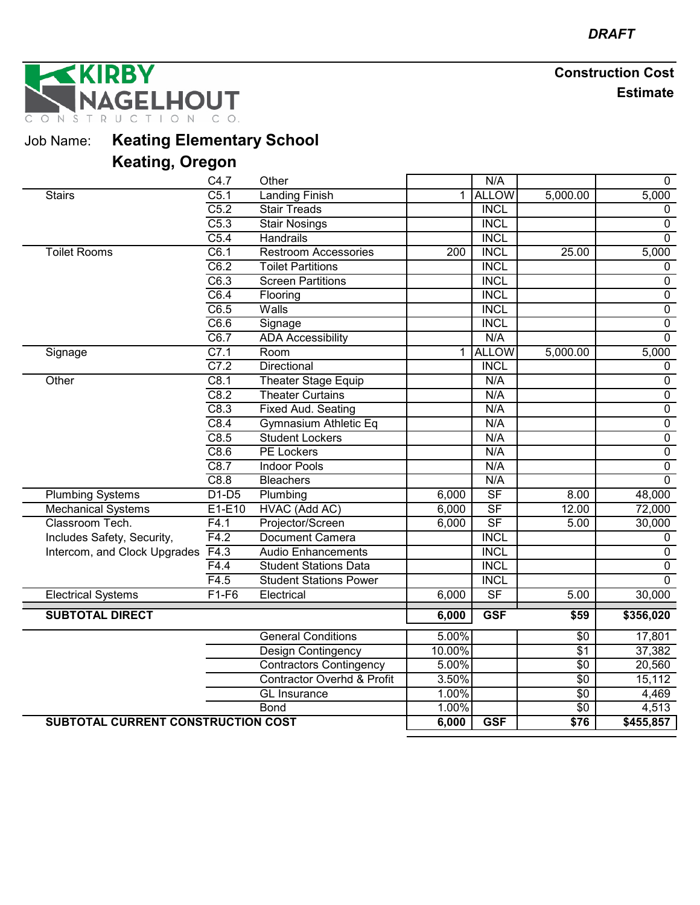*DRAFT*

KIRBY NAGELHOUT CONSTRUCTION CO.

**Construction Cost Estimate**

Job Name: **Keating Elementary School**
**Keating, Oregon**

| | | | | | | |
|---|---|---|---|---|---|---|
| | C4.7 | Other | | N/A | | 0 |
| Stairs | C5.1 | Landing Finish | 1 | ALLOW | 5,000.00 | 5,000 |
| | C5.2 | Stair Treads | | INCL | | 0 |
| | C5.3 | Stair Nosings | | INCL | | 0 |
| | C5.4 | Handrails | | INCL | | 0 |
| Toilet Rooms | C6.1 | Restroom Accessories | 200 | INCL | 25.00 | 5,000 |
| | C6.2 | Toilet Partitions | | INCL | | 0 |
| | C6.3 | Screen Partitions | | INCL | | 0 |
| | C6.4 | Flooring | | INCL | | 0 |
| | C6.5 | Walls | | INCL | | 0 |
| | C6.6 | Signage | | INCL | | 0 |
| | C6.7 | ADA Accessibility | | N/A | | 0 |
| Signage | C7.1 | Room | 1 | ALLOW | 5,000.00 | 5,000 |
| | C7.2 | Directional | | INCL | | 0 |
| Other | C8.1 | Theater Stage Equip | | N/A | | 0 |
| | C8.2 | Theater Curtains | | N/A | | 0 |
| | C8.3 | Fixed Aud. Seating | | N/A | | 0 |
| | C8.4 | Gymnasium Athletic Eq | | N/A | | 0 |
| | C8.5 | Student Lockers | | N/A | | 0 |
| | C8.6 | PE Lockers | | N/A | | 0 |
| | C8.7 | Indoor Pools | | N/A | | 0 |
| | C8.8 | Bleachers | | N/A | | 0 |
| Plumbing Systems | D1-D5 | Plumbing | 6,000 | SF | 8.00 | 48,000 |
| Mechanical Systems | E1-E10 | HVAC (Add AC) | 6,000 | SF | 12.00 | 72,000 |
| Classroom Tech. | F4.1 | Projector/Screen | 6,000 | SF | 5.00 | 30,000 |
| Includes Safety, Security, | F4.2 | Document Camera | | INCL | | 0 |
| Intercom, and Clock Upgrades | F4.3 | Audio Enhancements | | INCL | | 0 |
| | F4.4 | Student Stations Data | | INCL | | 0 |
| | F4.5 | Student Stations Power | | INCL | | 0 |
| Electrical Systems | F1-F6 | Electrical | 6,000 | SF | 5.00 | 30,000 |
| **SUBTOTAL DIRECT** | | | **6,000** | **GSF** | **$59** | **$356,020** |
| | | General Conditions | 5.00% | | $0 | 17,801 |
| | | Design Contingency | 10.00% | | $1 | 37,382 |
| | | Contractors Contingency | 5.00% | | $0 | 20,560 |
| | | Contractor Overhd & Profit | 3.50% | | $0 | 15,112 |
| | | GL Insurance | 1.00% | | $0 | 4,469 |
| | | Bond | 1.00% | | $0 | 4,513 |
| **SUBTOTAL CURRENT CONSTRUCTION COST** | | | **6,000** | **GSF** | **$76** | **$455,857** |